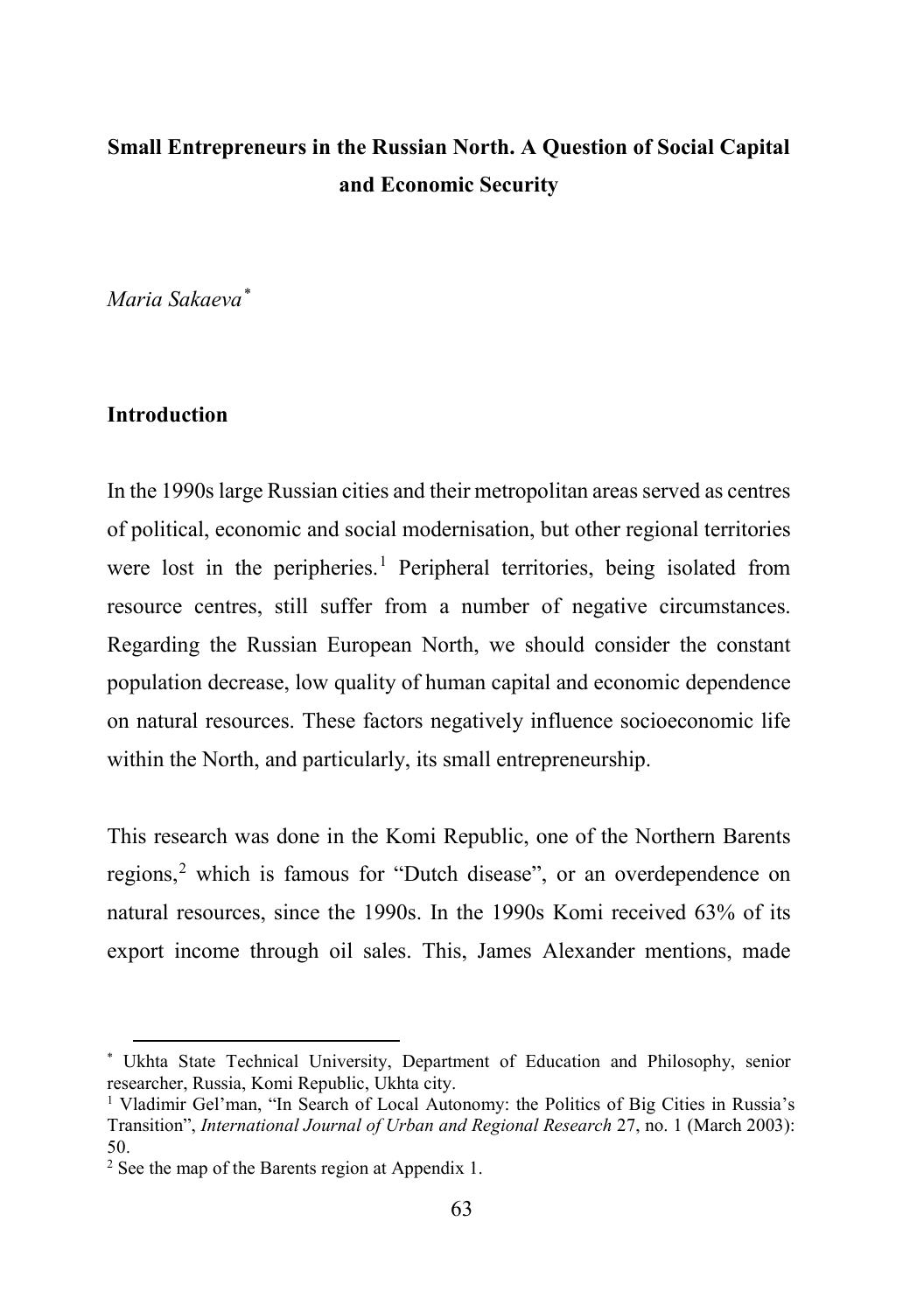# Small Entrepreneurs in the Russian North. A Question of Social Capital and Economic Security

*Maria Sakaeva*[*]

## Introduction

In the 1990s large Russian cities and their metropolitan areas served as centres of political, economic and social modernisation, but other regional territories were lost in the peripheries.[1] Peripheral territories, being isolated from resource centres, still suffer from a number of negative circumstances. Regarding the Russian European North, we should consider the constant population decrease, low quality of human capital and economic dependence on natural resources. These factors negatively influence socioeconomic life within the North, and particularly, its small entrepreneurship.

This research was done in the Komi Republic, one of the Northern Barents regions,[2] which is famous for "Dutch disease", or an overdependence on natural resources, since the 1990s. In the 1990s Komi received 63% of its export income through oil sales. This, James Alexander mentions, made

---

[*] Ukhta State Technical University, Department of Education and Philosophy, senior researcher, Russia, Komi Republic, Ukhta city.

[1] Vladimir Gel'man, "In Search of Local Autonomy: the Politics of Big Cities in Russia's Transition", *International Journal of Urban and Regional Research* 27, no. 1 (March 2003): 50.

[2] See the map of the Barents region at Appendix 1.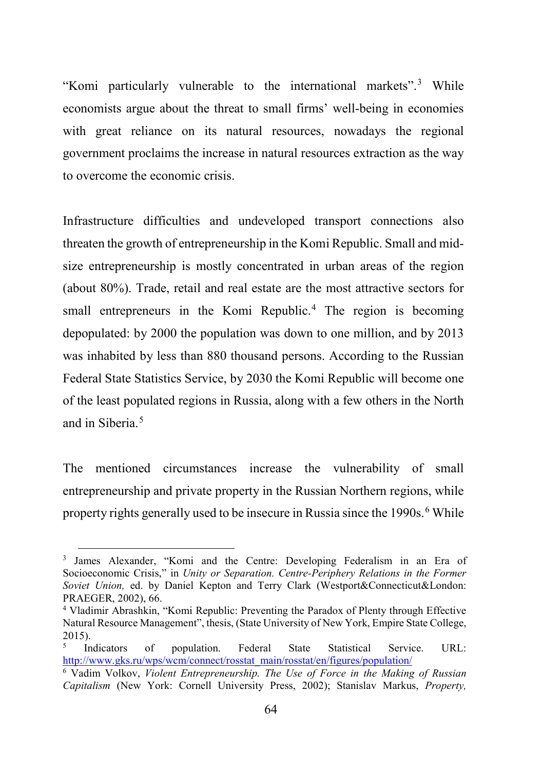"Komi particularly vulnerable to the international markets".[3] While economists argue about the threat to small firms' well-being in economies with great reliance on its natural resources, nowadays the regional government proclaims the increase in natural resources extraction as the way to overcome the economic crisis.

Infrastructure difficulties and undeveloped transport connections also threaten the growth of entrepreneurship in the Komi Republic. Small and mid-size entrepreneurship is mostly concentrated in urban areas of the region (about 80%). Trade, retail and real estate are the most attractive sectors for small entrepreneurs in the Komi Republic.[4] The region is becoming depopulated: by 2000 the population was down to one million, and by 2013 was inhabited by less than 880 thousand persons. According to the Russian Federal State Statistics Service, by 2030 the Komi Republic will become one of the least populated regions in Russia, along with a few others in the North and in Siberia.[5]

The mentioned circumstances increase the vulnerability of small entrepreneurship and private property in the Russian Northern regions, while property rights generally used to be insecure in Russia since the 1990s.[6] While

---

[3] James Alexander, "Komi and the Centre: Developing Federalism in an Era of Socioeconomic Crisis," in *Unity or Separation. Centre-Periphery Relations in the Former Soviet Union,* ed. by Daniel Kepton and Terry Clark (Westport&Connecticut&London: PRAEGER, 2002), 66.

[4] Vladimir Abrashkin, "Komi Republic: Preventing the Paradox of Plenty through Effective Natural Resource Management", thesis, (State University of New York, Empire State College, 2015).

[5] Indicators of population. Federal State Statistical Service. URL: http://www.gks.ru/wps/wcm/connect/rosstat_main/rosstat/en/figures/population/

[6] Vadim Volkov, *Violent Entrepreneurship. The Use of Force in the Making of Russian Capitalism* (New York: Cornell University Press, 2002); Stanislav Markus, *Property,*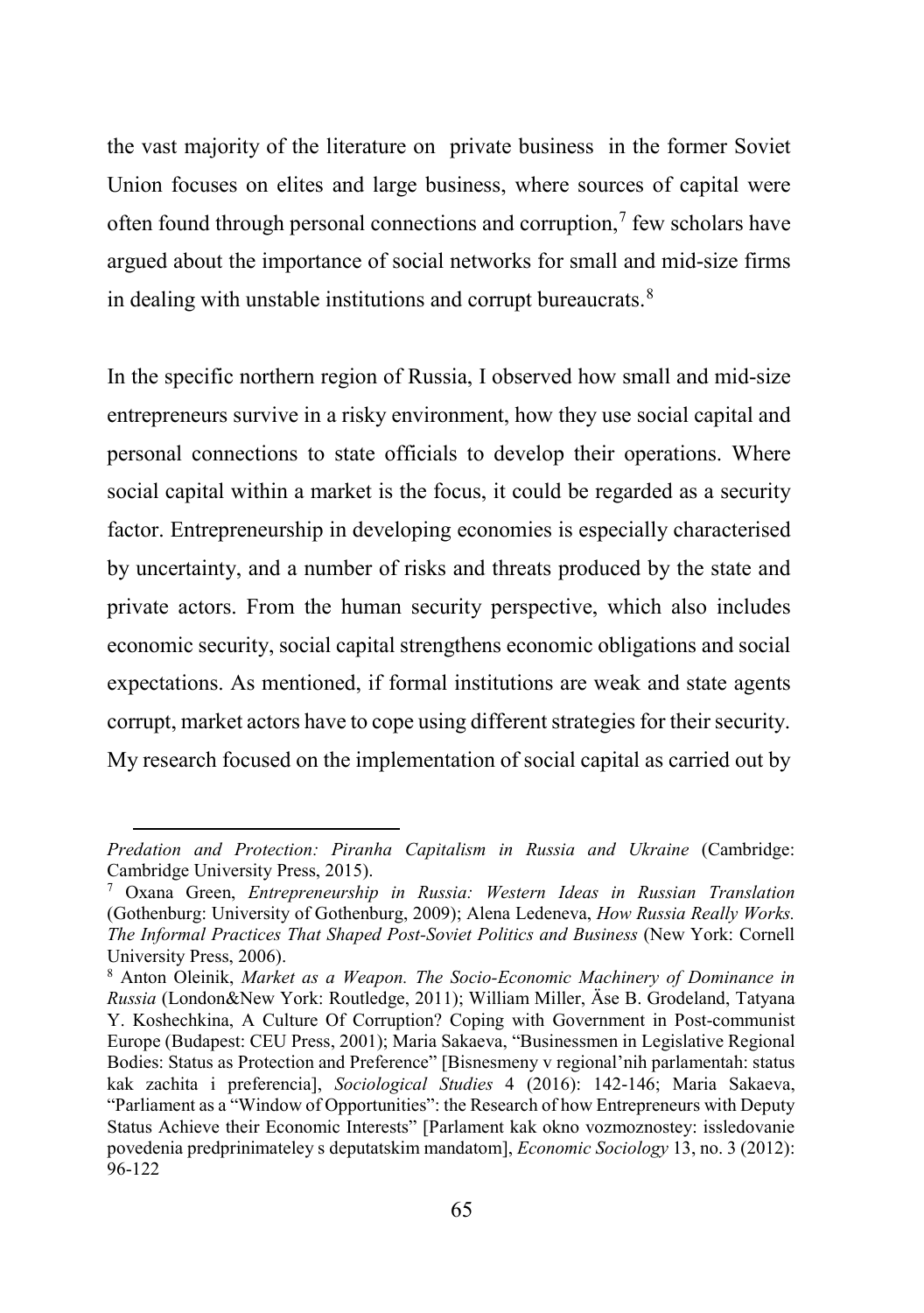the vast majority of the literature on private business in the former Soviet Union focuses on elites and large business, where sources of capital were often found through personal connections and corruption,[7] few scholars have argued about the importance of social networks for small and mid-size firms in dealing with unstable institutions and corrupt bureaucrats.[8]

In the specific northern region of Russia, I observed how small and mid-size entrepreneurs survive in a risky environment, how they use social capital and personal connections to state officials to develop their operations. Where social capital within a market is the focus, it could be regarded as a security factor. Entrepreneurship in developing economies is especially characterised by uncertainty, and a number of risks and threats produced by the state and private actors. From the human security perspective, which also includes economic security, social capital strengthens economic obligations and social expectations. As mentioned, if formal institutions are weak and state agents corrupt, market actors have to cope using different strategies for their security. My research focused on the implementation of social capital as carried out by

---

*Predation and Protection: Piranha Capitalism in Russia and Ukraine* (Cambridge: Cambridge University Press, 2015).

[7] Oxana Green, *Entrepreneurship in Russia: Western Ideas in Russian Translation* (Gothenburg: University of Gothenburg, 2009); Alena Ledeneva, *How Russia Really Works. The Informal Practices That Shaped Post-Soviet Politics and Business* (New York: Cornell University Press, 2006).

[8] Anton Oleinik, *Market as a Weapon. The Socio-Economic Machinery of Dominance in Russia* (London&New York: Routledge, 2011); William Miller, Äse B. Grodeland, Tatyana Y. Koshechkina, A Culture Of Corruption? Coping with Government in Post-communist Europe (Budapest: CEU Press, 2001); Maria Sakaeva, "Businessmen in Legislative Regional Bodies: Status as Protection and Preference" [Bisnesmeny v regional'nih parlamentah: status kak zachita i preferencia], *Sociological Studies* 4 (2016): 142-146; Maria Sakaeva, "Parliament as a "Window of Opportunities": the Research of how Entrepreneurs with Deputy Status Achieve their Economic Interests" [Parlament kak okno vozmoznostey: issledovanie povedenia predprinimateley s deputatskim mandatom], *Economic Sociology* 13, no. 3 (2012): 96-122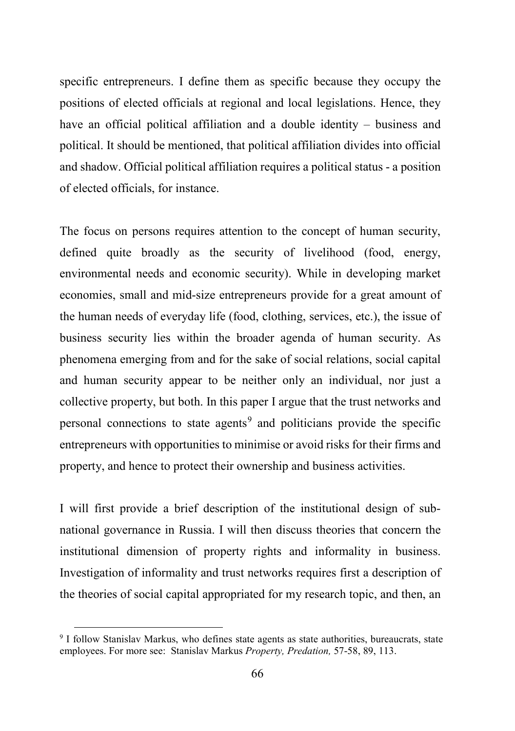specific entrepreneurs. I define them as specific because they occupy the positions of elected officials at regional and local legislations. Hence, they have an official political affiliation and a double identity – business and political. It should be mentioned, that political affiliation divides into official and shadow. Official political affiliation requires a political status - a position of elected officials, for instance.

The focus on persons requires attention to the concept of human security, defined quite broadly as the security of livelihood (food, energy, environmental needs and economic security). While in developing market economies, small and mid-size entrepreneurs provide for a great amount of the human needs of everyday life (food, clothing, services, etc.), the issue of business security lies within the broader agenda of human security. As phenomena emerging from and for the sake of social relations, social capital and human security appear to be neither only an individual, nor just a collective property, but both. In this paper I argue that the trust networks and personal connections to state agents[9] and politicians provide the specific entrepreneurs with opportunities to minimise or avoid risks for their firms and property, and hence to protect their ownership and business activities.

I will first provide a brief description of the institutional design of sub-national governance in Russia. I will then discuss theories that concern the institutional dimension of property rights and informality in business. Investigation of informality and trust networks requires first a description of the theories of social capital appropriated for my research topic, and then, an

[9] I follow Stanislav Markus, who defines state agents as state authorities, bureaucrats, state employees. For more see: Stanislav Markus *Property, Predation,* 57-58, 89, 113.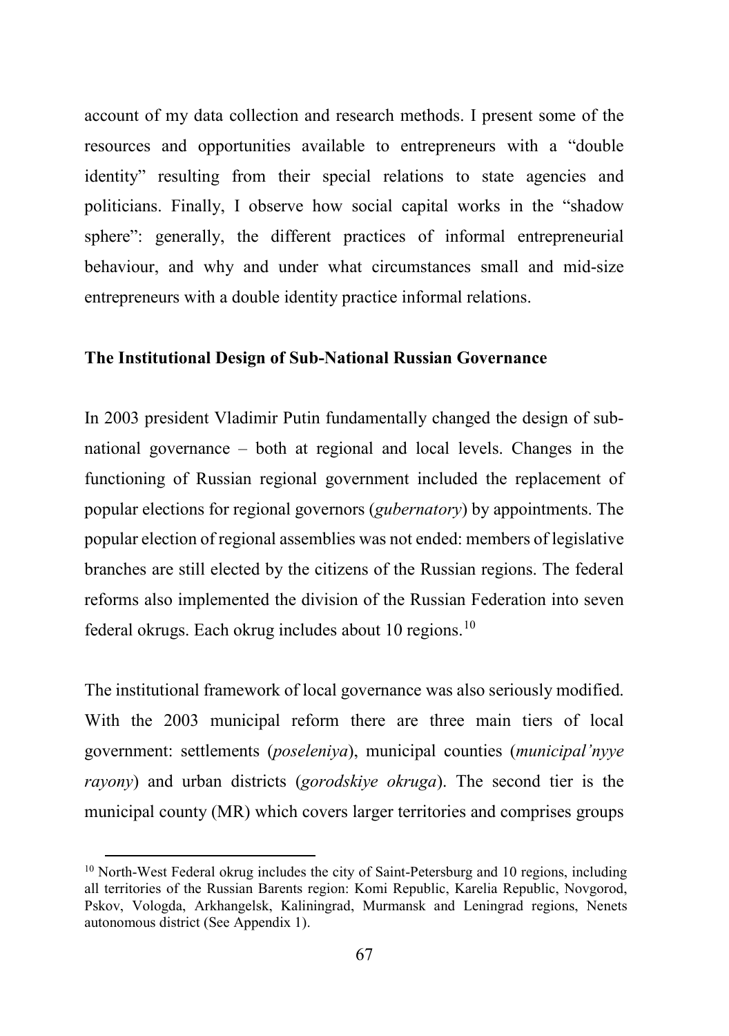account of my data collection and research methods. I present some of the resources and opportunities available to entrepreneurs with a "double identity" resulting from their special relations to state agencies and politicians. Finally, I observe how social capital works in the "shadow sphere": generally, the different practices of informal entrepreneurial behaviour, and why and under what circumstances small and mid-size entrepreneurs with a double identity practice informal relations.

## The Institutional Design of Sub-National Russian Governance

In 2003 president Vladimir Putin fundamentally changed the design of sub-national governance – both at regional and local levels. Changes in the functioning of Russian regional government included the replacement of popular elections for regional governors (*gubernatory*) by appointments. The popular election of regional assemblies was not ended: members of legislative branches are still elected by the citizens of the Russian regions. The federal reforms also implemented the division of the Russian Federation into seven federal okrugs. Each okrug includes about 10 regions.[10]

The institutional framework of local governance was also seriously modified. With the 2003 municipal reform there are three main tiers of local government: settlements (*poseleniya*), municipal counties (*municipal'nyye rayony*) and urban districts (*gorodskiye okruga*). The second tier is the municipal county (MR) which covers larger territories and comprises groups

[10] North-West Federal okrug includes the city of Saint-Petersburg and 10 regions, including all territories of the Russian Barents region: Komi Republic, Karelia Republic, Novgorod, Pskov, Vologda, Arkhangelsk, Kaliningrad, Murmansk and Leningrad regions, Nenets autonomous district (See Appendix 1).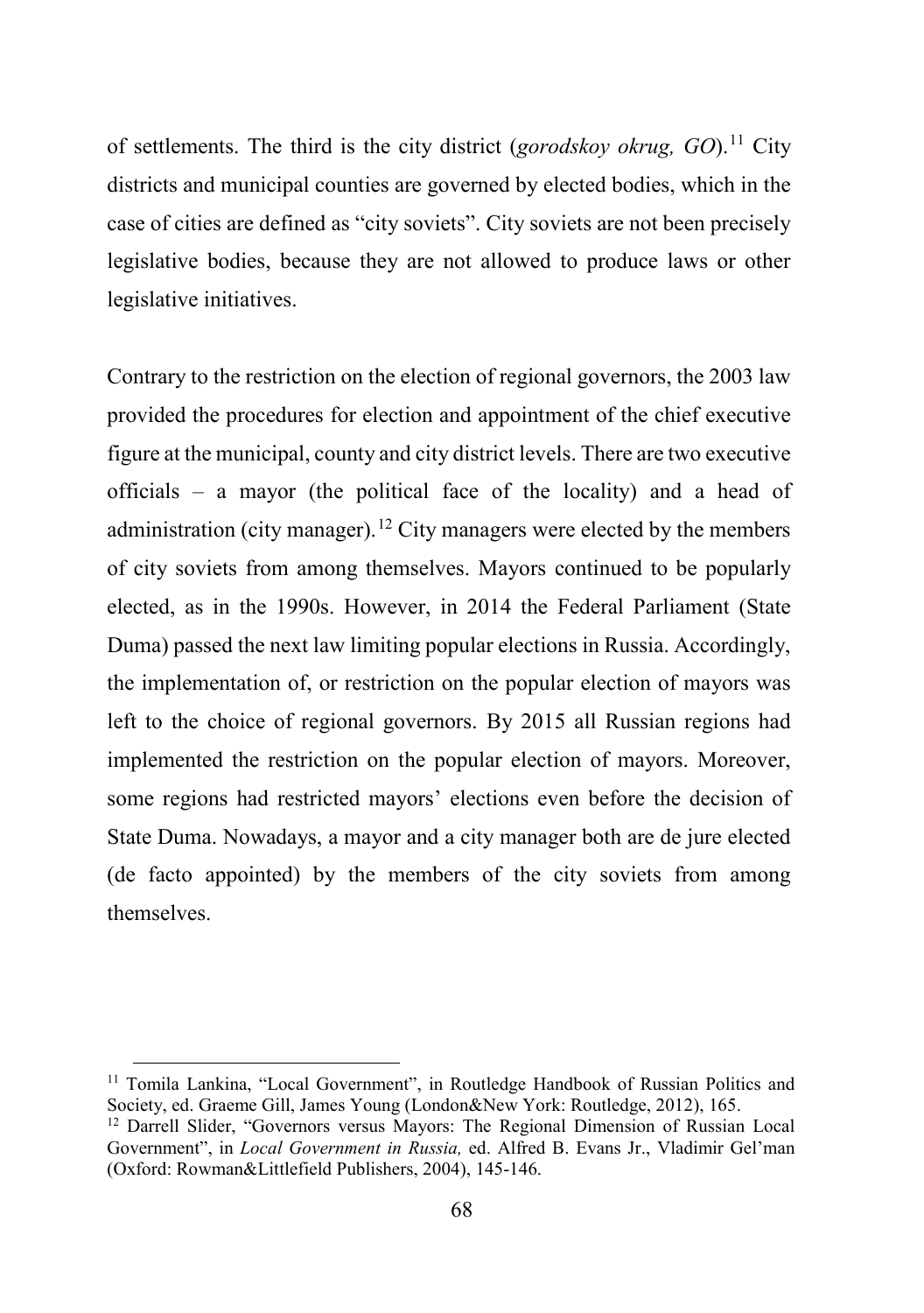of settlements. The third is the city district (*gorodskoy okrug, GO*).[11] City districts and municipal counties are governed by elected bodies, which in the case of cities are defined as "city soviets". City soviets are not been precisely legislative bodies, because they are not allowed to produce laws or other legislative initiatives.

Contrary to the restriction on the election of regional governors, the 2003 law provided the procedures for election and appointment of the chief executive figure at the municipal, county and city district levels. There are two executive officials – a mayor (the political face of the locality) and a head of administration (city manager).[12] City managers were elected by the members of city soviets from among themselves. Mayors continued to be popularly elected, as in the 1990s. However, in 2014 the Federal Parliament (State Duma) passed the next law limiting popular elections in Russia. Accordingly, the implementation of, or restriction on the popular election of mayors was left to the choice of regional governors. By 2015 all Russian regions had implemented the restriction on the popular election of mayors. Moreover, some regions had restricted mayors' elections even before the decision of State Duma. Nowadays, a mayor and a city manager both are de jure elected (de facto appointed) by the members of the city soviets from among themselves.

---

[11] Tomila Lankina, "Local Government", in Routledge Handbook of Russian Politics and Society, ed. Graeme Gill, James Young (London&New York: Routledge, 2012), 165.

[12] Darrell Slider, "Governors versus Mayors: The Regional Dimension of Russian Local Government", in *Local Government in Russia,* ed. Alfred B. Evans Jr., Vladimir Gel'man (Oxford: Rowman&Littlefield Publishers, 2004), 145-146.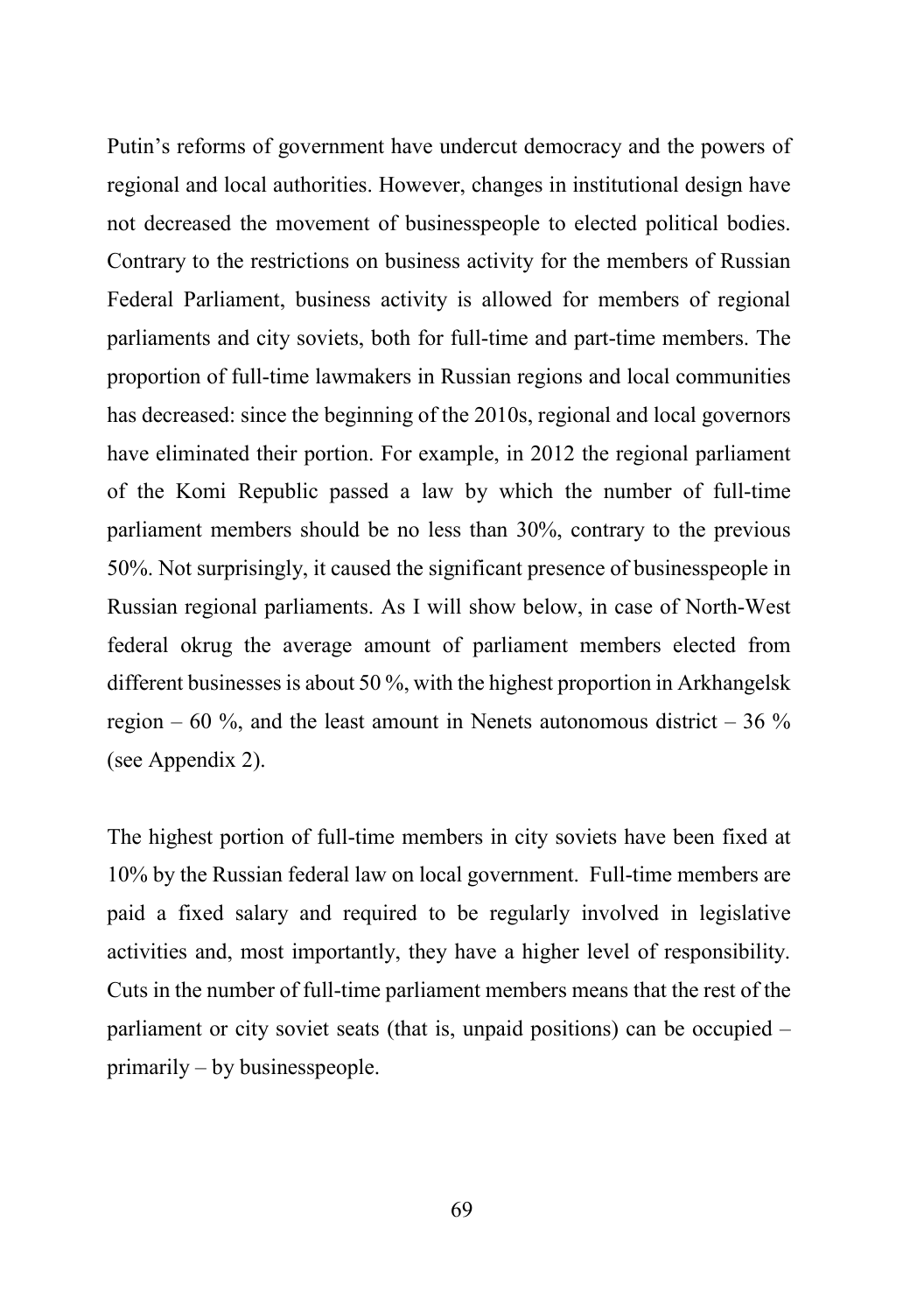Putin's reforms of government have undercut democracy and the powers of regional and local authorities. However, changes in institutional design have not decreased the movement of businesspeople to elected political bodies. Contrary to the restrictions on business activity for the members of Russian Federal Parliament, business activity is allowed for members of regional parliaments and city soviets, both for full-time and part-time members. The proportion of full-time lawmakers in Russian regions and local communities has decreased: since the beginning of the 2010s, regional and local governors have eliminated their portion. For example, in 2012 the regional parliament of the Komi Republic passed a law by which the number of full-time parliament members should be no less than 30%, contrary to the previous 50%. Not surprisingly, it caused the significant presence of businesspeople in Russian regional parliaments. As I will show below, in case of North-West federal okrug the average amount of parliament members elected from different businesses is about 50 %, with the highest proportion in Arkhangelsk region – 60 %, and the least amount in Nenets autonomous district – 36 % (see Appendix 2).

The highest portion of full-time members in city soviets have been fixed at 10% by the Russian federal law on local government. Full-time members are paid a fixed salary and required to be regularly involved in legislative activities and, most importantly, they have a higher level of responsibility. Cuts in the number of full-time parliament members means that the rest of the parliament or city soviet seats (that is, unpaid positions) can be occupied – primarily – by businesspeople.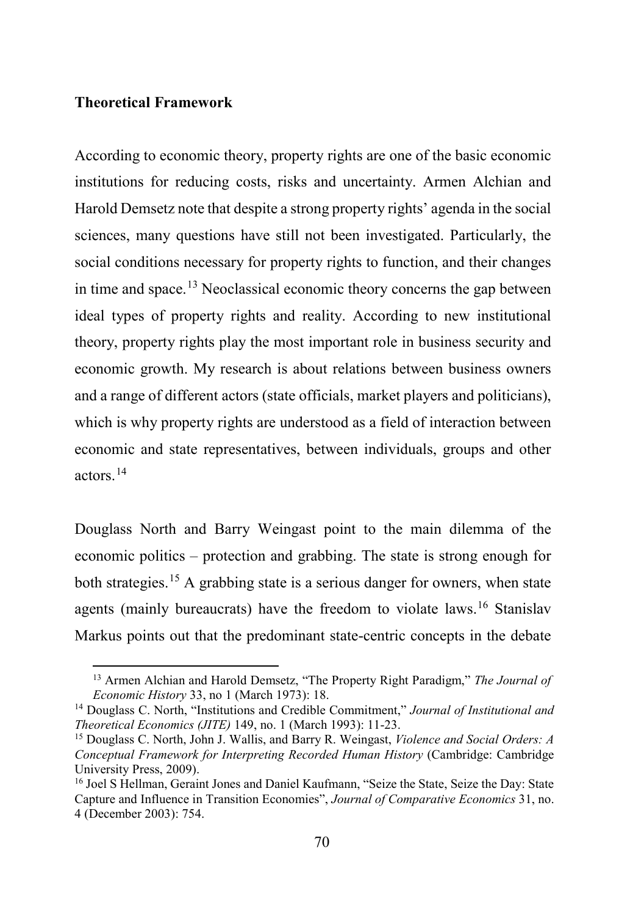**Theoretical Framework**

According to economic theory, property rights are one of the basic economic institutions for reducing costs, risks and uncertainty. Armen Alchian and Harold Demsetz note that despite a strong property rights' agenda in the social sciences, many questions have still not been investigated. Particularly, the social conditions necessary for property rights to function, and their changes in time and space.[13] Neoclassical economic theory concerns the gap between ideal types of property rights and reality. According to new institutional theory, property rights play the most important role in business security and economic growth. My research is about relations between business owners and a range of different actors (state officials, market players and politicians), which is why property rights are understood as a field of interaction between economic and state representatives, between individuals, groups and other actors.[14]

Douglass North and Barry Weingast point to the main dilemma of the economic politics – protection and grabbing. The state is strong enough for both strategies.[15] A grabbing state is a serious danger for owners, when state agents (mainly bureaucrats) have the freedom to violate laws.[16] Stanislav Markus points out that the predominant state-centric concepts in the debate

---

[13] Armen Alchian and Harold Demsetz, "The Property Right Paradigm," *The Journal of Economic History* 33, no 1 (March 1973): 18.

[14] Douglass C. North, "Institutions and Credible Commitment," *Journal of Institutional and Theoretical Economics (JITE)* 149, no. 1 (March 1993): 11-23.

[15] Douglass C. North, John J. Wallis, and Barry R. Weingast, *Violence and Social Orders: A Conceptual Framework for Interpreting Recorded Human History* (Cambridge: Cambridge University Press, 2009).

[16] Joel S Hellman, Geraint Jones and Daniel Kaufmann, "Seize the State, Seize the Day: State Capture and Influence in Transition Economies", *Journal of Comparative Economics* 31, no. 4 (December 2003): 754.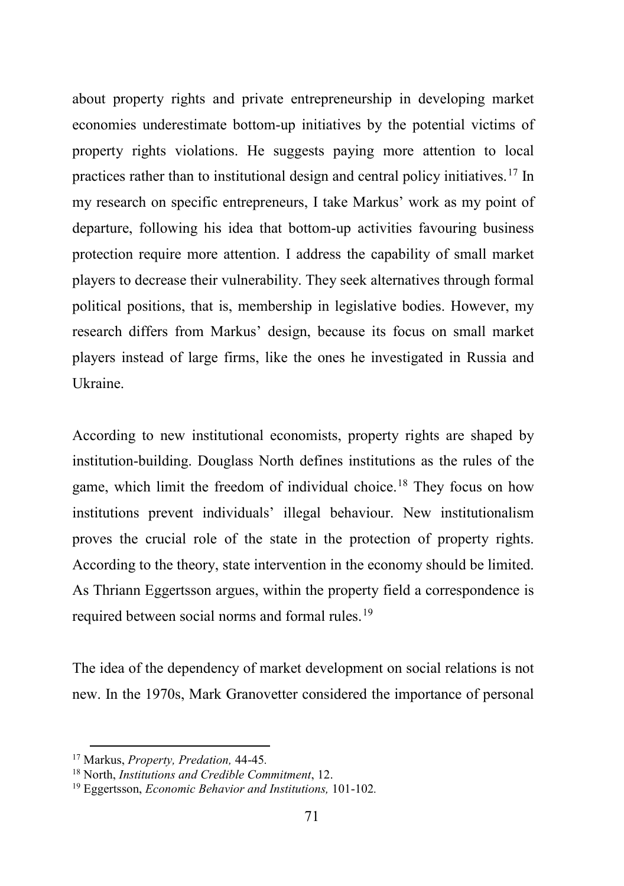about property rights and private entrepreneurship in developing market economies underestimate bottom-up initiatives by the potential victims of property rights violations. He suggests paying more attention to local practices rather than to institutional design and central policy initiatives.[17] In my research on specific entrepreneurs, I take Markus' work as my point of departure, following his idea that bottom-up activities favouring business protection require more attention. I address the capability of small market players to decrease their vulnerability. They seek alternatives through formal political positions, that is, membership in legislative bodies. However, my research differs from Markus' design, because its focus on small market players instead of large firms, like the ones he investigated in Russia and Ukraine.

According to new institutional economists, property rights are shaped by institution-building. Douglass North defines institutions as the rules of the game, which limit the freedom of individual choice.[18] They focus on how institutions prevent individuals' illegal behaviour. New institutionalism proves the crucial role of the state in the protection of property rights. According to the theory, state intervention in the economy should be limited. As Thriann Eggertsson argues, within the property field a correspondence is required between social norms and formal rules.[19]

The idea of the dependency of market development on social relations is not new. In the 1970s, Mark Granovetter considered the importance of personal

[17] Markus, *Property, Predation,* 44-45.

[18] North, *Institutions and Credible Commitment*, 12.

[19] Eggertsson, *Economic Behavior and Institutions,* 101-102.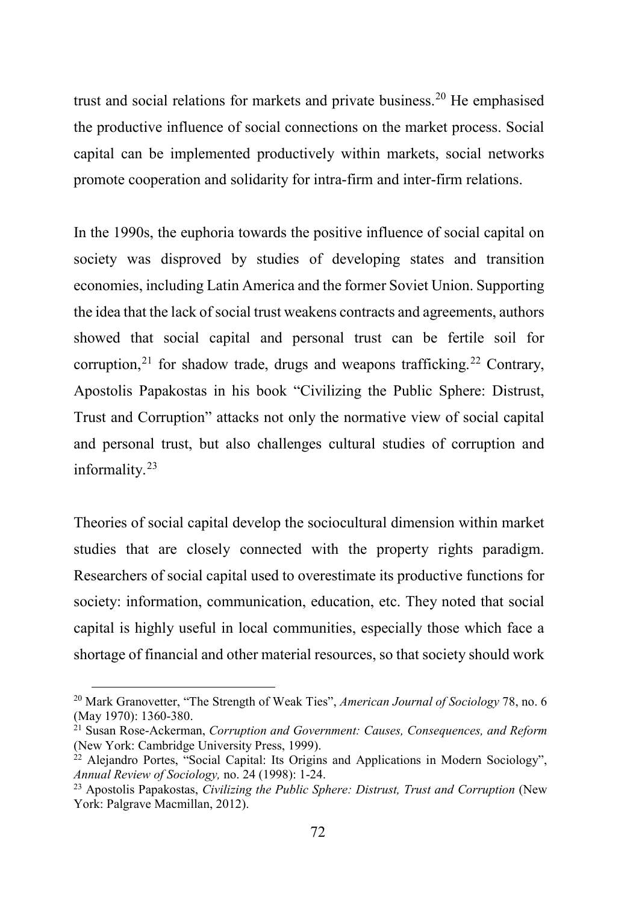trust and social relations for markets and private business.[20] He emphasised the productive influence of social connections on the market process. Social capital can be implemented productively within markets, social networks promote cooperation and solidarity for intra-firm and inter-firm relations.

In the 1990s, the euphoria towards the positive influence of social capital on society was disproved by studies of developing states and transition economies, including Latin America and the former Soviet Union. Supporting the idea that the lack of social trust weakens contracts and agreements, authors showed that social capital and personal trust can be fertile soil for corruption,[21] for shadow trade, drugs and weapons trafficking.[22] Contrary, Apostolis Papakostas in his book "Civilizing the Public Sphere: Distrust, Trust and Corruption" attacks not only the normative view of social capital and personal trust, but also challenges cultural studies of corruption and informality.[23]

Theories of social capital develop the sociocultural dimension within market studies that are closely connected with the property rights paradigm. Researchers of social capital used to overestimate its productive functions for society: information, communication, education, etc. They noted that social capital is highly useful in local communities, especially those which face a shortage of financial and other material resources, so that society should work

---

[20] Mark Granovetter, "The Strength of Weak Ties", *American Journal of Sociology* 78, no. 6 (May 1970): 1360-380.

[21] Susan Rose-Ackerman, *Corruption and Government: Causes, Consequences, and Reform* (New York: Cambridge University Press, 1999).

[22] Alejandro Portes, "Social Capital: Its Origins and Applications in Modern Sociology", *Annual Review of Sociology,* no. 24 (1998): 1-24.

[23] Apostolis Papakostas, *Civilizing the Public Sphere: Distrust, Trust and Corruption* (New York: Palgrave Macmillan, 2012).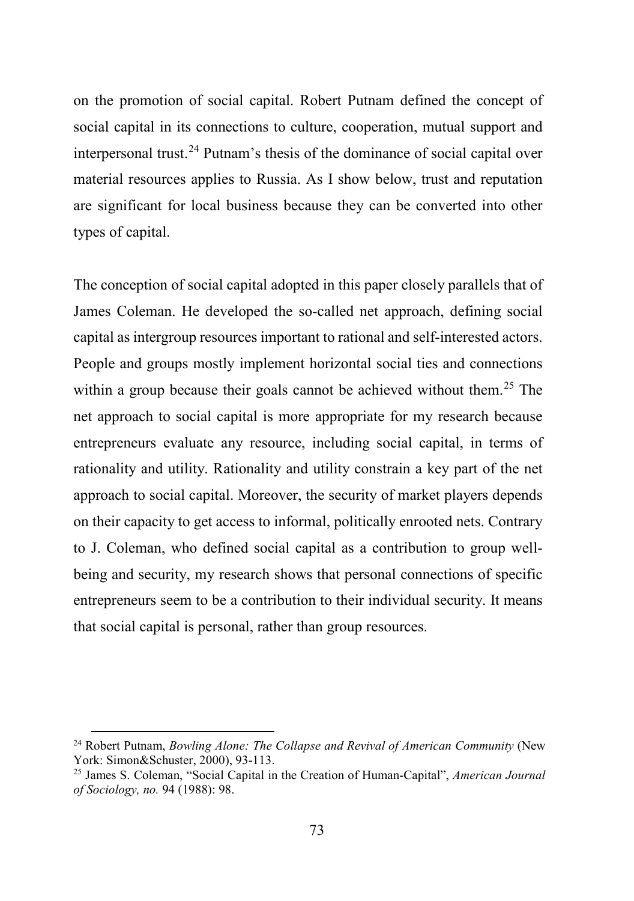on the promotion of social capital. Robert Putnam defined the concept of social capital in its connections to culture, cooperation, mutual support and interpersonal trust.[24] Putnam's thesis of the dominance of social capital over material resources applies to Russia. As I show below, trust and reputation are significant for local business because they can be converted into other types of capital.

The conception of social capital adopted in this paper closely parallels that of James Coleman. He developed the so-called net approach, defining social capital as intergroup resources important to rational and self-interested actors. People and groups mostly implement horizontal social ties and connections within a group because their goals cannot be achieved without them.[25] The net approach to social capital is more appropriate for my research because entrepreneurs evaluate any resource, including social capital, in terms of rationality and utility. Rationality and utility constrain a key part of the net approach to social capital. Moreover, the security of market players depends on their capacity to get access to informal, politically enrooted nets. Contrary to J. Coleman, who defined social capital as a contribution to group well-being and security, my research shows that personal connections of specific entrepreneurs seem to be a contribution to their individual security. It means that social capital is personal, rather than group resources.

---

[24] Robert Putnam, *Bowling Alone: The Collapse and Revival of American Community* (New York: Simon&Schuster, 2000), 93-113.

[25] James S. Coleman, "Social Capital in the Creation of Human-Capital", *American Journal of Sociology, no.* 94 (1988): 98.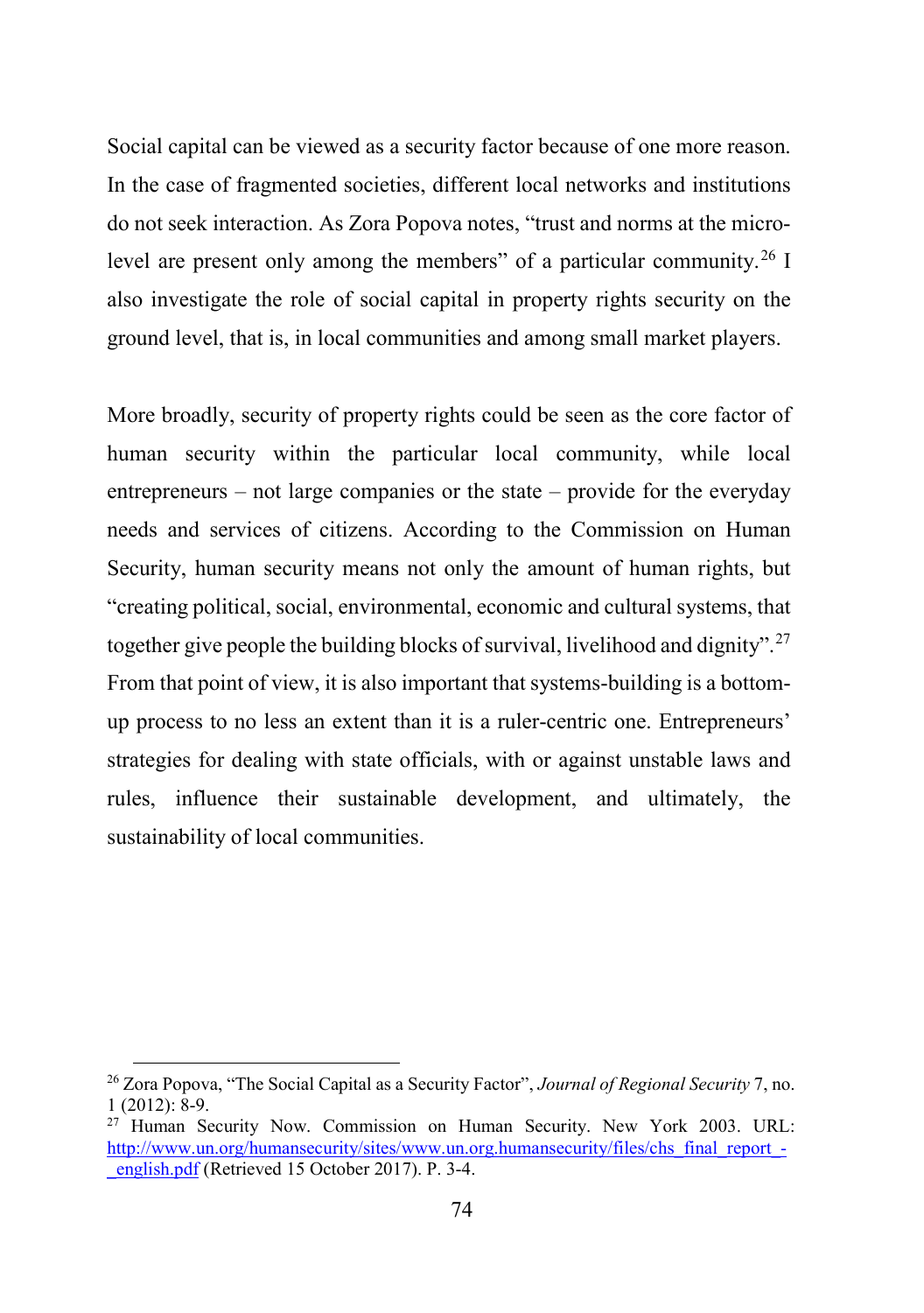Social capital can be viewed as a security factor because of one more reason. In the case of fragmented societies, different local networks and institutions do not seek interaction. As Zora Popova notes, "trust and norms at the micro-level are present only among the members" of a particular community.[26] I also investigate the role of social capital in property rights security on the ground level, that is, in local communities and among small market players.

More broadly, security of property rights could be seen as the core factor of human security within the particular local community, while local entrepreneurs – not large companies or the state – provide for the everyday needs and services of citizens. According to the Commission on Human Security, human security means not only the amount of human rights, but "creating political, social, environmental, economic and cultural systems, that together give people the building blocks of survival, livelihood and dignity".[27] From that point of view, it is also important that systems-building is a bottom-up process to no less an extent than it is a ruler-centric one. Entrepreneurs' strategies for dealing with state officials, with or against unstable laws and rules, influence their sustainable development, and ultimately, the sustainability of local communities.

---

[26] Zora Popova, "The Social Capital as a Security Factor", *Journal of Regional Security* 7, no. 1 (2012): 8-9.

[27] Human Security Now. Commission on Human Security. New York 2003. URL: http://www.un.org/humansecurity/sites/www.un.org.humansecurity/files/chs_final_report_-_english.pdf (Retrieved 15 October 2017). P. 3-4.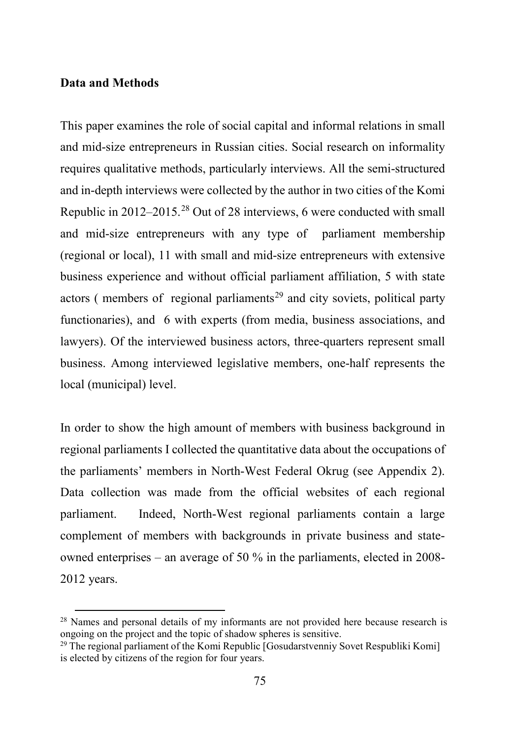**Data and Methods**

This paper examines the role of social capital and informal relations in small and mid-size entrepreneurs in Russian cities. Social research on informality requires qualitative methods, particularly interviews. All the semi-structured and in-depth interviews were collected by the author in two cities of the Komi Republic in 2012–2015.[28] Out of 28 interviews, 6 were conducted with small and mid-size entrepreneurs with any type of parliament membership (regional or local), 11 with small and mid-size entrepreneurs with extensive business experience and without official parliament affiliation, 5 with state actors ( members of regional parliaments[29] and city soviets, political party functionaries), and 6 with experts (from media, business associations, and lawyers). Of the interviewed business actors, three-quarters represent small business. Among interviewed legislative members, one-half represents the local (municipal) level.

In order to show the high amount of members with business background in regional parliaments I collected the quantitative data about the occupations of the parliaments' members in North-West Federal Okrug (see Appendix 2). Data collection was made from the official websites of each regional parliament. Indeed, North-West regional parliaments contain a large complement of members with backgrounds in private business and state-owned enterprises – an average of 50 % in the parliaments, elected in 2008-2012 years.

---

[28] Names and personal details of my informants are not provided here because research is ongoing on the project and the topic of shadow spheres is sensitive.

[29] The regional parliament of the Komi Republic [Gosudarstvenniy Sovet Respubliki Komi] is elected by citizens of the region for four years.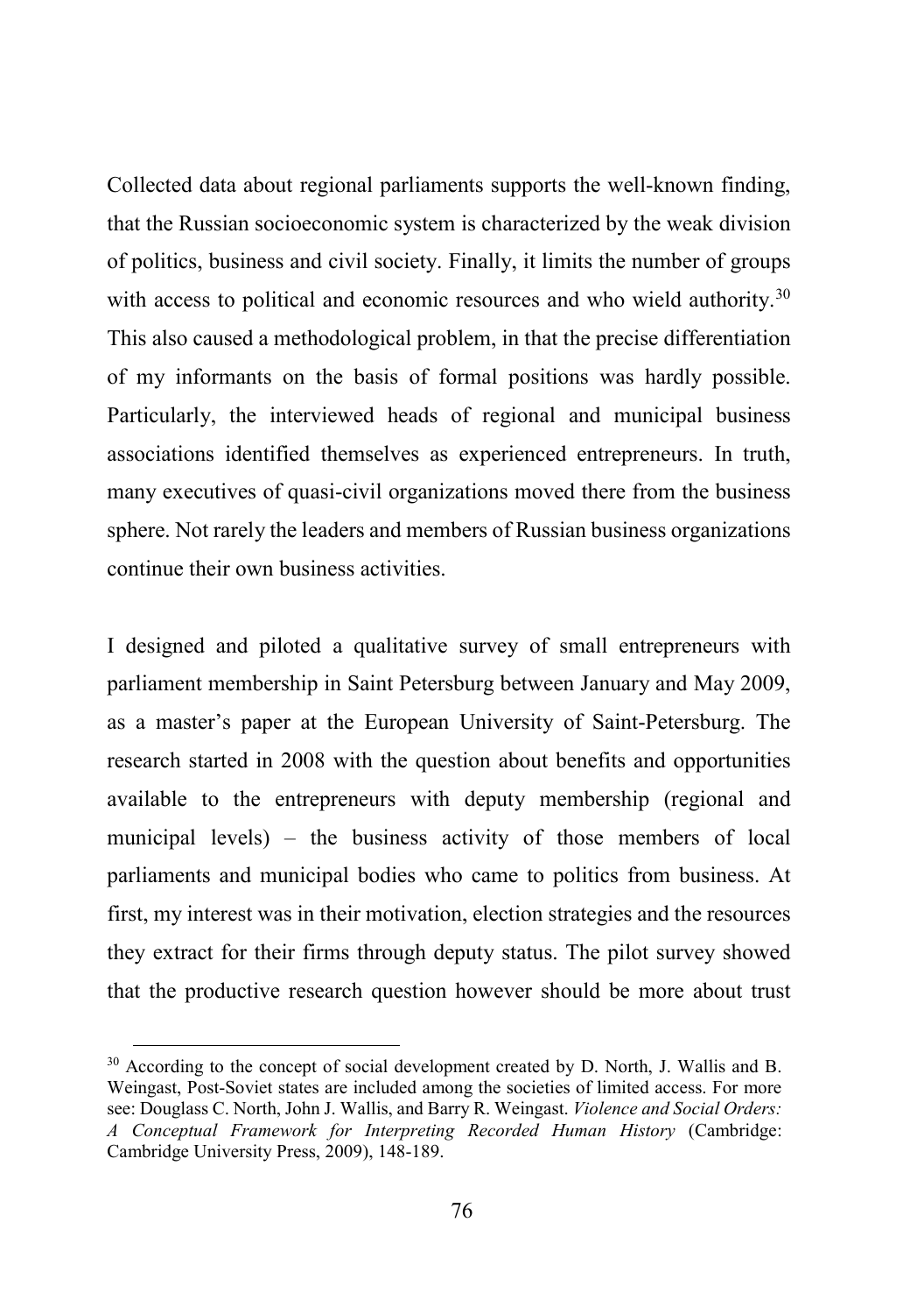Collected data about regional parliaments supports the well-known finding, that the Russian socioeconomic system is characterized by the weak division of politics, business and civil society. Finally, it limits the number of groups with access to political and economic resources and who wield authority.[30] This also caused a methodological problem, in that the precise differentiation of my informants on the basis of formal positions was hardly possible. Particularly, the interviewed heads of regional and municipal business associations identified themselves as experienced entrepreneurs. In truth, many executives of quasi-civil organizations moved there from the business sphere. Not rarely the leaders and members of Russian business organizations continue their own business activities.

I designed and piloted a qualitative survey of small entrepreneurs with parliament membership in Saint Petersburg between January and May 2009, as a master's paper at the European University of Saint-Petersburg. The research started in 2008 with the question about benefits and opportunities available to the entrepreneurs with deputy membership (regional and municipal levels) – the business activity of those members of local parliaments and municipal bodies who came to politics from business. At first, my interest was in their motivation, election strategies and the resources they extract for their firms through deputy status. The pilot survey showed that the productive research question however should be more about trust

[30] According to the concept of social development created by D. North, J. Wallis and B. Weingast, Post-Soviet states are included among the societies of limited access. For more see: Douglass C. North, John J. Wallis, and Barry R. Weingast. *Violence and Social Orders: A Conceptual Framework for Interpreting Recorded Human History* (Cambridge: Cambridge University Press, 2009), 148-189.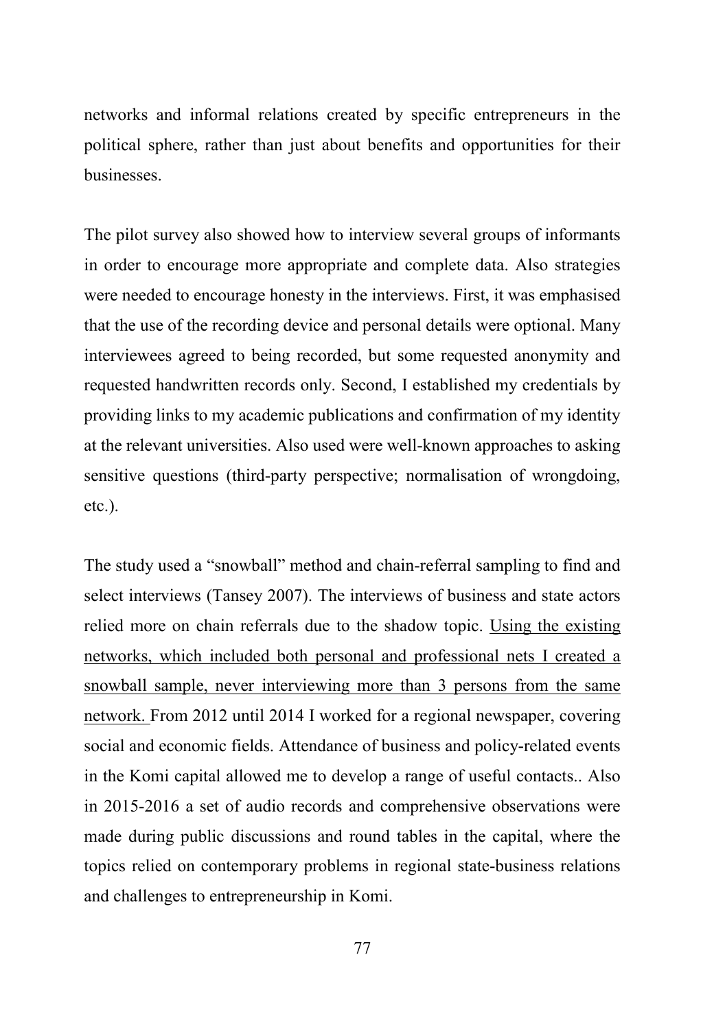networks and informal relations created by specific entrepreneurs in the political sphere, rather than just about benefits and opportunities for their businesses.

The pilot survey also showed how to interview several groups of informants in order to encourage more appropriate and complete data. Also strategies were needed to encourage honesty in the interviews. First, it was emphasised that the use of the recording device and personal details were optional. Many interviewees agreed to being recorded, but some requested anonymity and requested handwritten records only. Second, I established my credentials by providing links to my academic publications and confirmation of my identity at the relevant universities. Also used were well-known approaches to asking sensitive questions (third-party perspective; normalisation of wrongdoing, etc.).

The study used a "snowball" method and chain-referral sampling to find and select interviews (Tansey 2007). The interviews of business and state actors relied more on chain referrals due to the shadow topic. <u>Using the existing networks, which included both personal and professional nets I created a snowball sample, never interviewing more than 3 persons from the same network.</u> From 2012 until 2014 I worked for a regional newspaper, covering social and economic fields. Attendance of business and policy-related events in the Komi capital allowed me to develop a range of useful contacts.. Also in 2015-2016 a set of audio records and comprehensive observations were made during public discussions and round tables in the capital, where the topics relied on contemporary problems in regional state-business relations and challenges to entrepreneurship in Komi.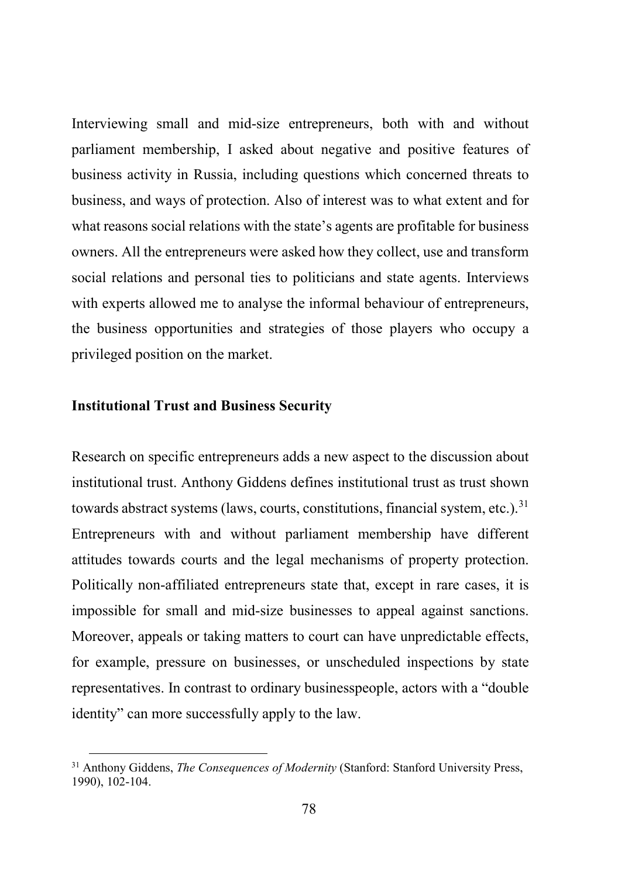Interviewing small and mid-size entrepreneurs, both with and without parliament membership, I asked about negative and positive features of business activity in Russia, including questions which concerned threats to business, and ways of protection. Also of interest was to what extent and for what reasons social relations with the state's agents are profitable for business owners. All the entrepreneurs were asked how they collect, use and transform social relations and personal ties to politicians and state agents. Interviews with experts allowed me to analyse the informal behaviour of entrepreneurs, the business opportunities and strategies of those players who occupy a privileged position on the market.

**Institutional Trust and Business Security**

Research on specific entrepreneurs adds a new aspect to the discussion about institutional trust. Anthony Giddens defines institutional trust as trust shown towards abstract systems (laws, courts, constitutions, financial system, etc.).[31] Entrepreneurs with and without parliament membership have different attitudes towards courts and the legal mechanisms of property protection. Politically non-affiliated entrepreneurs state that, except in rare cases, it is impossible for small and mid-size businesses to appeal against sanctions. Moreover, appeals or taking matters to court can have unpredictable effects, for example, pressure on businesses, or unscheduled inspections by state representatives. In contrast to ordinary businesspeople, actors with a "double identity" can more successfully apply to the law.

---

[31] Anthony Giddens, *The Consequences of Modernity* (Stanford: Stanford University Press, 1990), 102-104.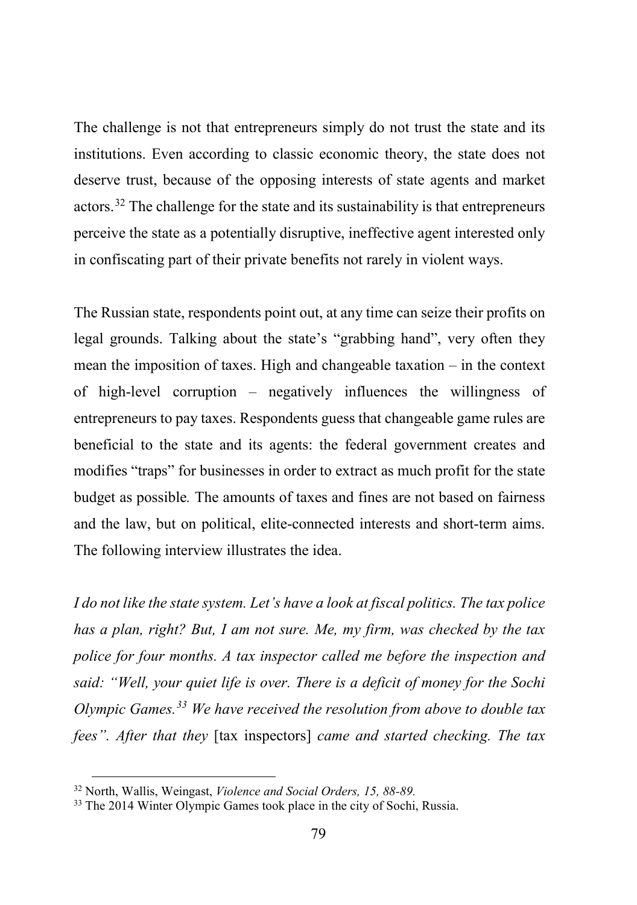The challenge is not that entrepreneurs simply do not trust the state and its institutions. Even according to classic economic theory, the state does not deserve trust, because of the opposing interests of state agents and market actors.[32] The challenge for the state and its sustainability is that entrepreneurs perceive the state as a potentially disruptive, ineffective agent interested only in confiscating part of their private benefits not rarely in violent ways.

The Russian state, respondents point out, at any time can seize their profits on legal grounds. Talking about the state's "grabbing hand", very often they mean the imposition of taxes. High and changeable taxation – in the context of high-level corruption – negatively influences the willingness of entrepreneurs to pay taxes. Respondents guess that changeable game rules are beneficial to the state and its agents: the federal government creates and modifies "traps" for businesses in order to extract as much profit for the state budget as possible. The amounts of taxes and fines are not based on fairness and the law, but on political, elite-connected interests and short-term aims. The following interview illustrates the idea.

*I do not like the state system. Let's have a look at fiscal politics. The tax police has a plan, right? But, I am not sure. Me, my firm, was checked by the tax police for four months. A tax inspector called me before the inspection and said: "Well, your quiet life is over. There is a deficit of money for the Sochi Olympic Games.[33] We have received the resolution from above to double tax fees". After that they* [tax inspectors] *came and started checking. The tax*

[32] North, Wallis, Weingast, *Violence and Social Orders, 15, 88-89.*

[33] The 2014 Winter Olympic Games took place in the city of Sochi, Russia.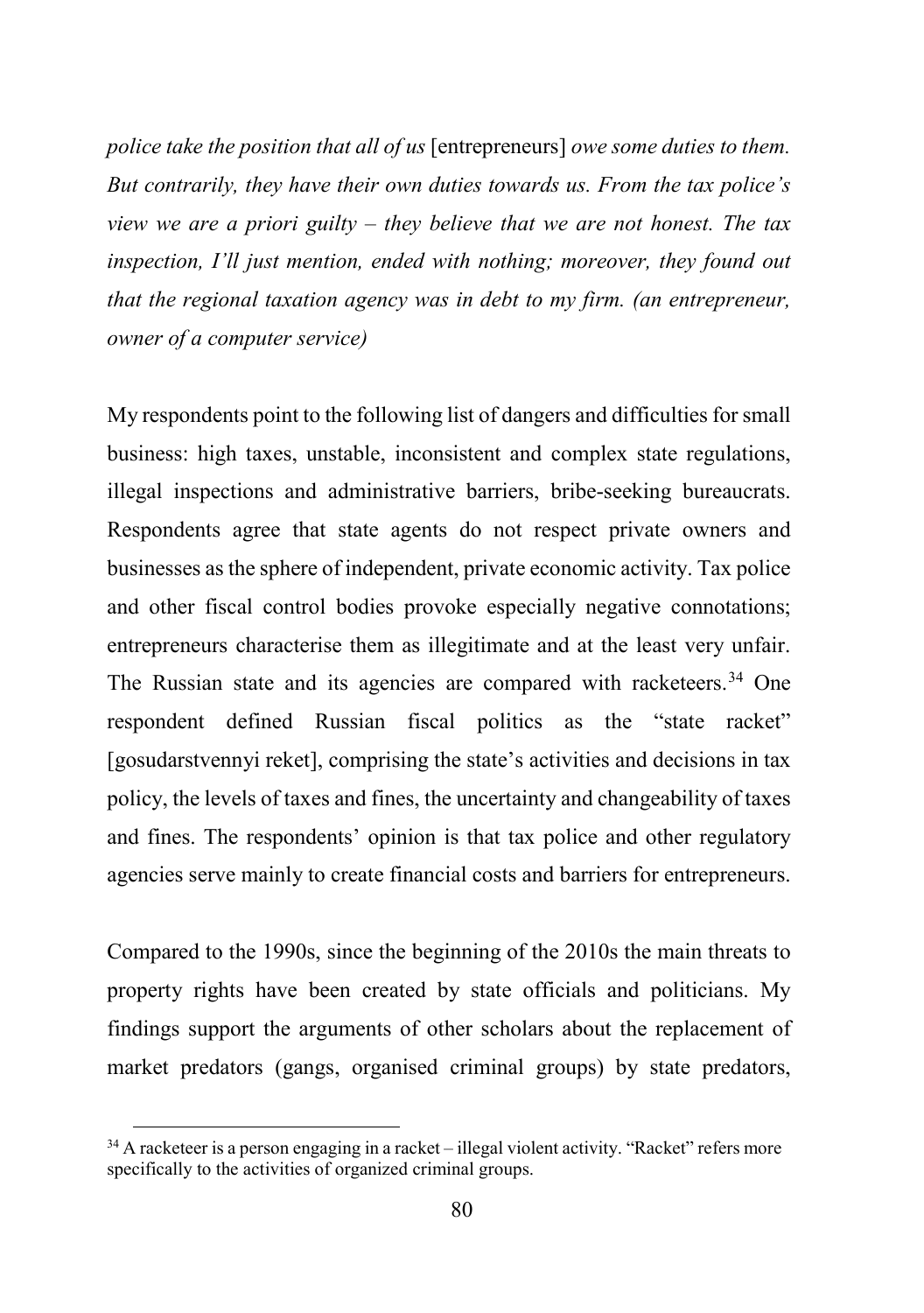*police take the position that all of us* [entrepreneurs] *owe some duties to them. But contrarily, they have their own duties towards us. From the tax police's view we are a priori guilty – they believe that we are not honest. The tax inspection, I'll just mention, ended with nothing; moreover, they found out that the regional taxation agency was in debt to my firm. (an entrepreneur, owner of a computer service)*

My respondents point to the following list of dangers and difficulties for small business: high taxes, unstable, inconsistent and complex state regulations, illegal inspections and administrative barriers, bribe-seeking bureaucrats. Respondents agree that state agents do not respect private owners and businesses as the sphere of independent, private economic activity. Tax police and other fiscal control bodies provoke especially negative connotations; entrepreneurs characterise them as illegitimate and at the least very unfair. The Russian state and its agencies are compared with racketeers.[34] One respondent defined Russian fiscal politics as the "state racket" [gosudarstvennyi reket], comprising the state's activities and decisions in tax policy, the levels of taxes and fines, the uncertainty and changeability of taxes and fines. The respondents' opinion is that tax police and other regulatory agencies serve mainly to create financial costs and barriers for entrepreneurs.

Compared to the 1990s, since the beginning of the 2010s the main threats to property rights have been created by state officials and politicians. My findings support the arguments of other scholars about the replacement of market predators (gangs, organised criminal groups) by state predators,

[34] A racketeer is a person engaging in a racket – illegal violent activity. "Racket" refers more specifically to the activities of organized criminal groups.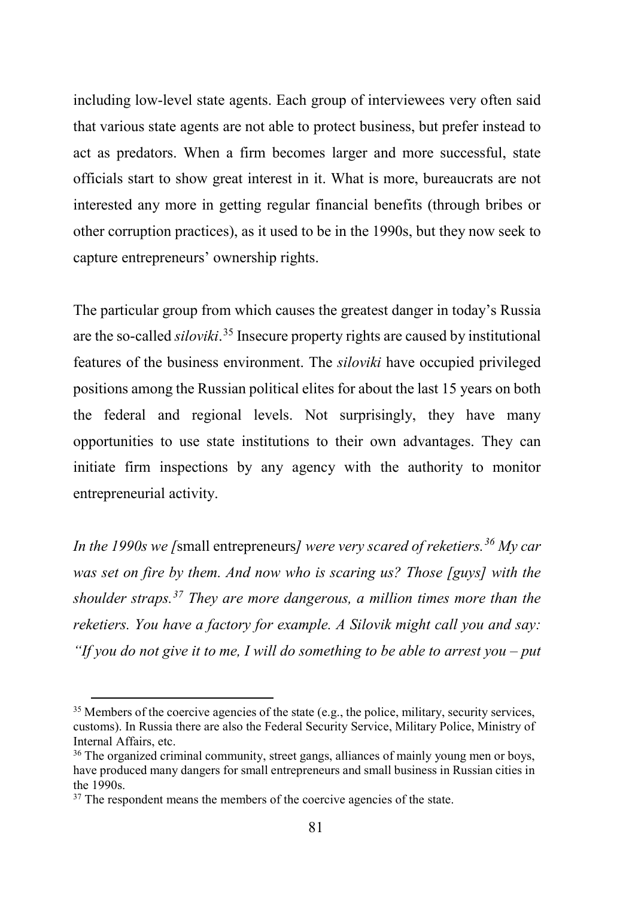including low-level state agents. Each group of interviewees very often said that various state agents are not able to protect business, but prefer instead to act as predators. When a firm becomes larger and more successful, state officials start to show great interest in it. What is more, bureaucrats are not interested any more in getting regular financial benefits (through bribes or other corruption practices), as it used to be in the 1990s, but they now seek to capture entrepreneurs' ownership rights.

The particular group from which causes the greatest danger in today's Russia are the so-called *siloviki*.[35] Insecure property rights are caused by institutional features of the business environment. The *siloviki* have occupied privileged positions among the Russian political elites for about the last 15 years on both the federal and regional levels. Not surprisingly, they have many opportunities to use state institutions to their own advantages. They can initiate firm inspections by any agency with the authority to monitor entrepreneurial activity.

*In the 1990s we [*small entrepreneurs*] were very scared of reketiers.*[36] *My car was set on fire by them. And now who is scaring us? Those [guys] with the shoulder straps.*[37] *They are more dangerous, a million times more than the reketiers. You have a factory for example. A Silovik might call you and say: "If you do not give it to me, I will do something to be able to arrest you – put*

---

[35] Members of the coercive agencies of the state (e.g., the police, military, security services, customs). In Russia there are also the Federal Security Service, Military Police, Ministry of Internal Affairs, etc.

[36] The organized criminal community, street gangs, alliances of mainly young men or boys, have produced many dangers for small entrepreneurs and small business in Russian cities in the 1990s.

[37] The respondent means the members of the coercive agencies of the state.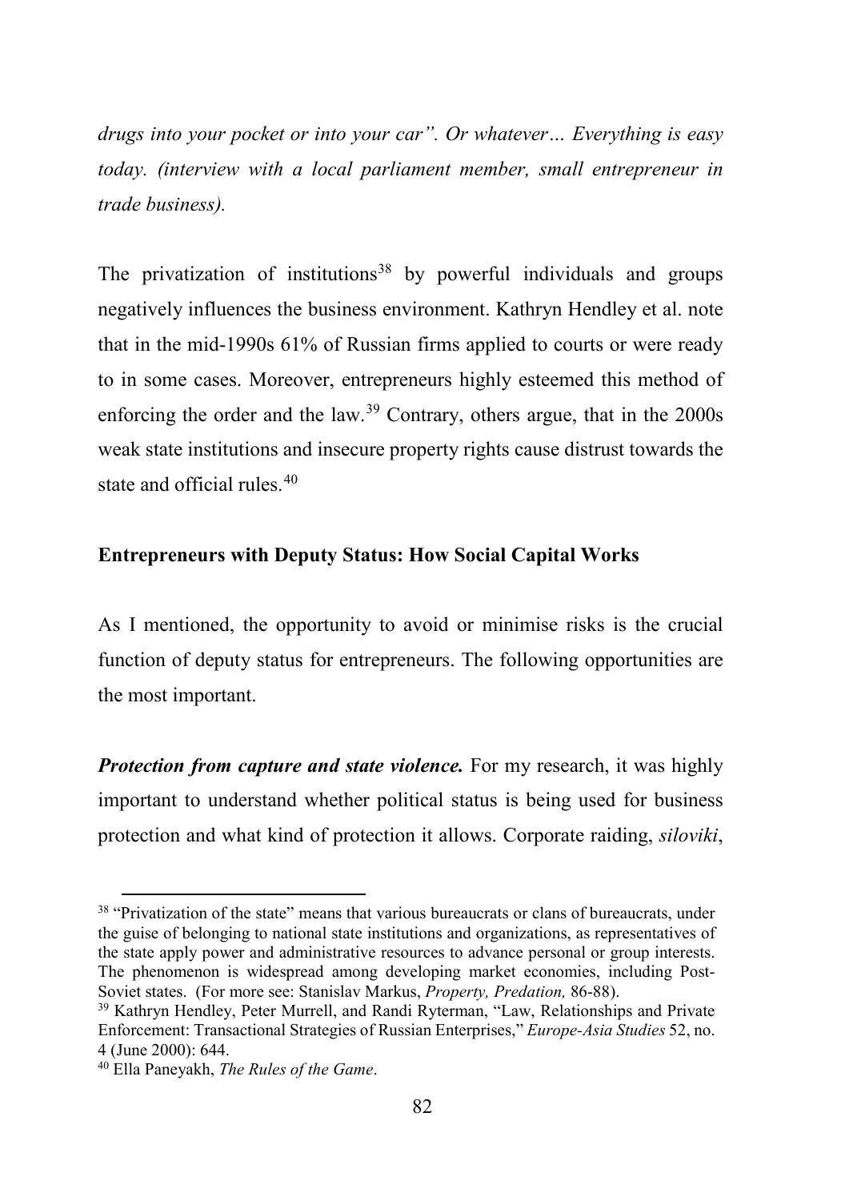*drugs into your pocket or into your car". Or whatever… Everything is easy today. (interview with a local parliament member, small entrepreneur in trade business).*

The privatization of institutions[38] by powerful individuals and groups negatively influences the business environment. Kathryn Hendley et al. note that in the mid-1990s 61% of Russian firms applied to courts or were ready to in some cases. Moreover, entrepreneurs highly esteemed this method of enforcing the order and the law.[39] Contrary, others argue, that in the 2000s weak state institutions and insecure property rights cause distrust towards the state and official rules.[40]

### Entrepreneurs with Deputy Status: How Social Capital Works

As I mentioned, the opportunity to avoid or minimise risks is the crucial function of deputy status for entrepreneurs. The following opportunities are the most important.

***Protection from capture and state violence.*** For my research, it was highly important to understand whether political status is being used for business protection and what kind of protection it allows. Corporate raiding, *siloviki*,

---

[38] "Privatization of the state" means that various bureaucrats or clans of bureaucrats, under the guise of belonging to national state institutions and organizations, as representatives of the state apply power and administrative resources to advance personal or group interests. The phenomenon is widespread among developing market economies, including Post-Soviet states. (For more see: Stanislav Markus, *Property, Predation,* 86-88).

[39] Kathryn Hendley, Peter Murrell, and Randi Ryterman, "Law, Relationships and Private Enforcement: Transactional Strategies of Russian Enterprises," *Europe-Asia Studies* 52, no. 4 (June 2000): 644.

[40] Ella Paneyakh, *The Rules of the Game*.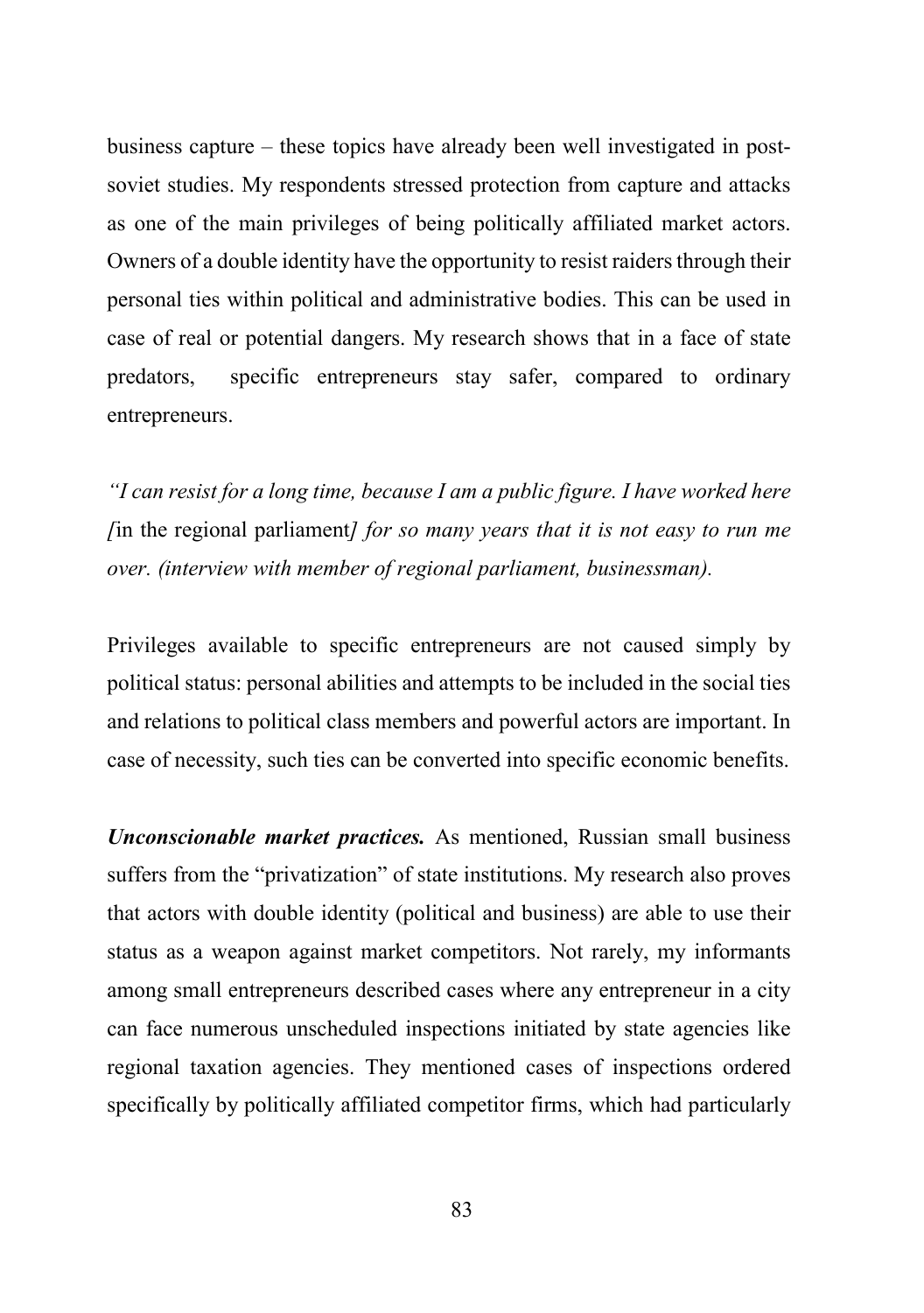business capture – these topics have already been well investigated in post-soviet studies. My respondents stressed protection from capture and attacks as one of the main privileges of being politically affiliated market actors. Owners of a double identity have the opportunity to resist raiders through their personal ties within political and administrative bodies. This can be used in case of real or potential dangers. My research shows that in a face of state predators, specific entrepreneurs stay safer, compared to ordinary entrepreneurs.

*"I can resist for a long time, because I am a public figure. I have worked here [*in the regional parliament*] for so many years that it is not easy to run me over. (interview with member of regional parliament, businessman).*

Privileges available to specific entrepreneurs are not caused simply by political status: personal abilities and attempts to be included in the social ties and relations to political class members and powerful actors are important. In case of necessity, such ties can be converted into specific economic benefits.

***Unconscionable market practices.*** As mentioned, Russian small business suffers from the "privatization" of state institutions. My research also proves that actors with double identity (political and business) are able to use their status as a weapon against market competitors. Not rarely, my informants among small entrepreneurs described cases where any entrepreneur in a city can face numerous unscheduled inspections initiated by state agencies like regional taxation agencies. They mentioned cases of inspections ordered specifically by politically affiliated competitor firms, which had particularly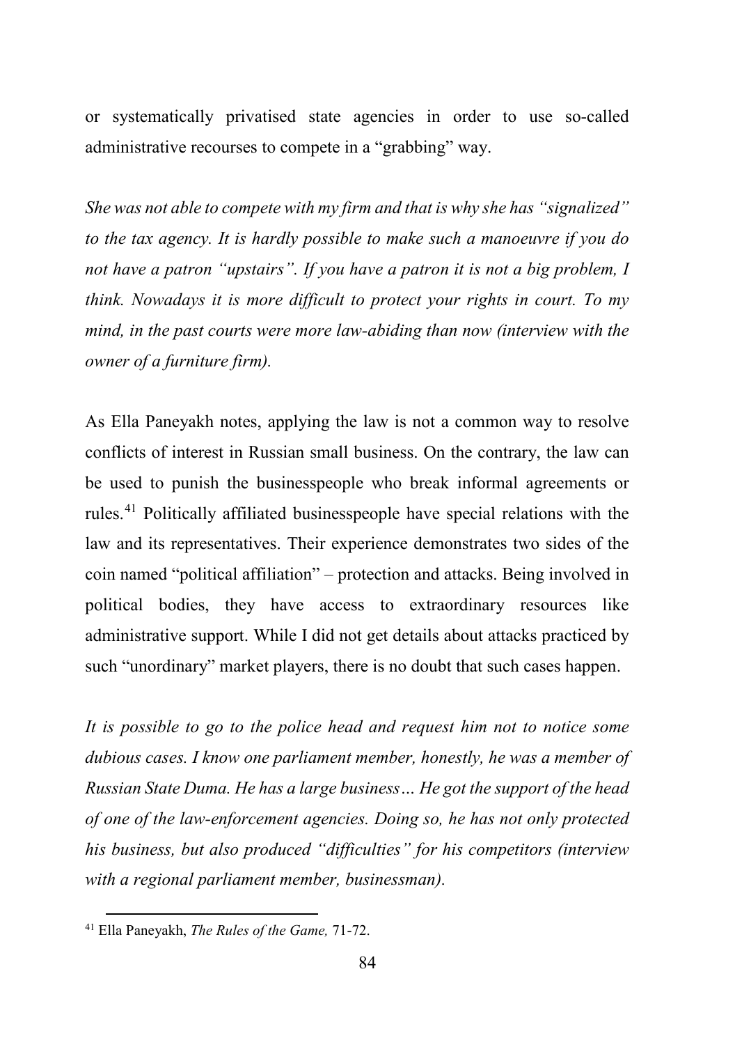or systematically privatised state agencies in order to use so-called administrative recourses to compete in a "grabbing" way.

*She was not able to compete with my firm and that is why she has "signalized" to the tax agency. It is hardly possible to make such a manoeuvre if you do not have a patron "upstairs". If you have a patron it is not a big problem, I think. Nowadays it is more difficult to protect your rights in court. To my mind, in the past courts were more law-abiding than now (interview with the owner of a furniture firm).*

As Ella Paneyakh notes, applying the law is not a common way to resolve conflicts of interest in Russian small business. On the contrary, the law can be used to punish the businesspeople who break informal agreements or rules.[41] Politically affiliated businesspeople have special relations with the law and its representatives. Their experience demonstrates two sides of the coin named "political affiliation" – protection and attacks. Being involved in political bodies, they have access to extraordinary resources like administrative support. While I did not get details about attacks practiced by such "unordinary" market players, there is no doubt that such cases happen.

*It is possible to go to the police head and request him not to notice some dubious cases. I know one parliament member, honestly, he was a member of Russian State Duma. He has a large business… He got the support of the head of one of the law-enforcement agencies. Doing so, he has not only protected his business, but also produced "difficulties" for his competitors (interview with a regional parliament member, businessman).*

[41] Ella Paneyakh, *The Rules of the Game,* 71-72.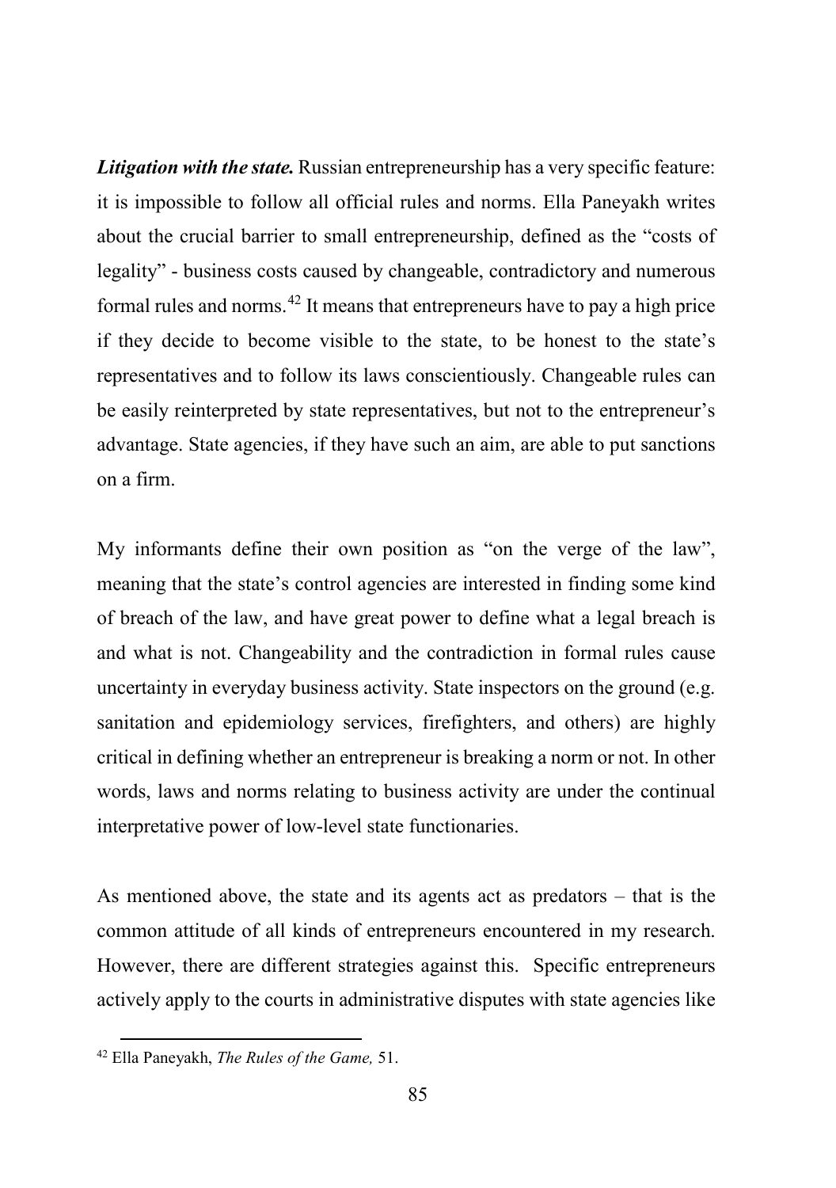***Litigation with the state.*** Russian entrepreneurship has a very specific feature: it is impossible to follow all official rules and norms. Ella Paneyakh writes about the crucial barrier to small entrepreneurship, defined as the "costs of legality" - business costs caused by changeable, contradictory and numerous formal rules and norms.[42] It means that entrepreneurs have to pay a high price if they decide to become visible to the state, to be honest to the state's representatives and to follow its laws conscientiously. Changeable rules can be easily reinterpreted by state representatives, but not to the entrepreneur's advantage. State agencies, if they have such an aim, are able to put sanctions on a firm.

My informants define their own position as "on the verge of the law", meaning that the state's control agencies are interested in finding some kind of breach of the law, and have great power to define what a legal breach is and what is not. Changeability and the contradiction in formal rules cause uncertainty in everyday business activity. State inspectors on the ground (e.g. sanitation and epidemiology services, firefighters, and others) are highly critical in defining whether an entrepreneur is breaking a norm or not. In other words, laws and norms relating to business activity are under the continual interpretative power of low-level state functionaries.

As mentioned above, the state and its agents act as predators – that is the common attitude of all kinds of entrepreneurs encountered in my research. However, there are different strategies against this. Specific entrepreneurs actively apply to the courts in administrative disputes with state agencies like

[42] Ella Paneyakh, *The Rules of the Game,* 51.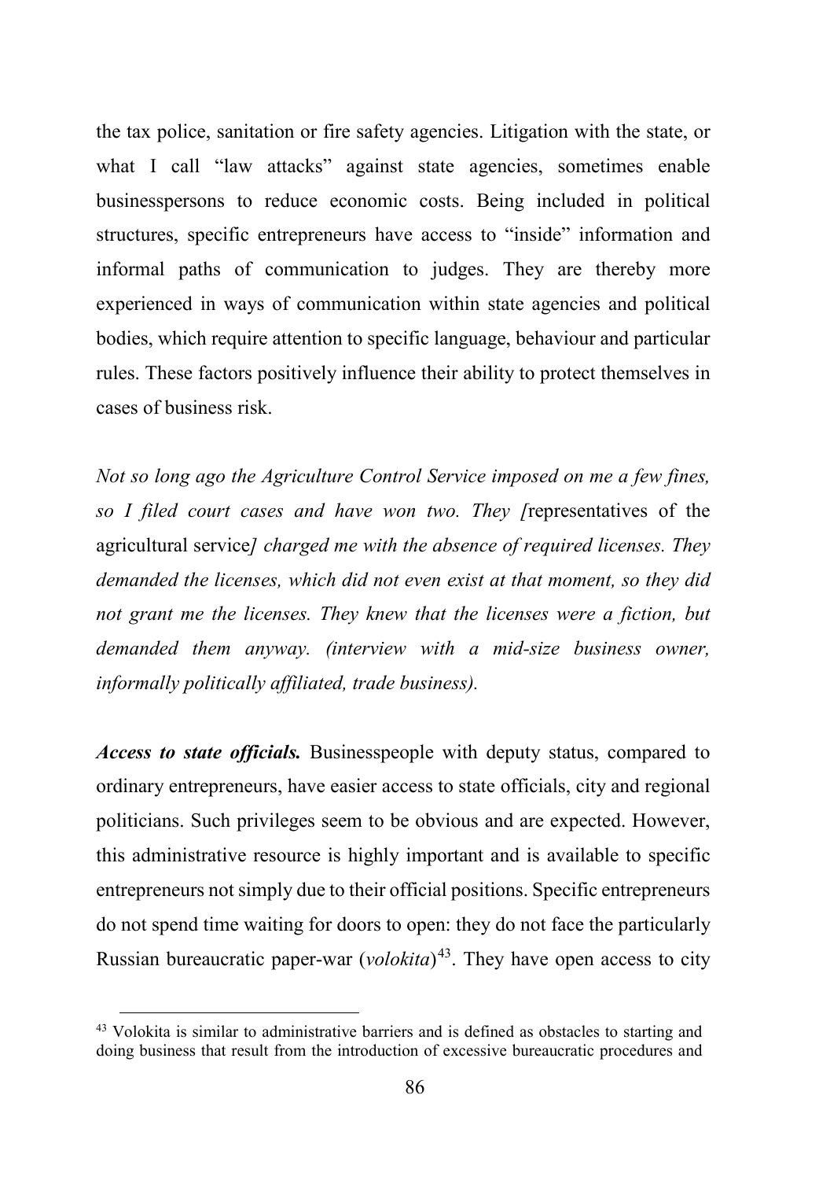the tax police, sanitation or fire safety agencies. Litigation with the state, or what I call "law attacks" against state agencies, sometimes enable businesspersons to reduce economic costs. Being included in political structures, specific entrepreneurs have access to "inside" information and informal paths of communication to judges. They are thereby more experienced in ways of communication within state agencies and political bodies, which require attention to specific language, behaviour and particular rules. These factors positively influence their ability to protect themselves in cases of business risk.

*Not so long ago the Agriculture Control Service imposed on me a few fines, so I filed court cases and have won two. They [*representatives of the agricultural service*] charged me with the absence of required licenses. They demanded the licenses, which did not even exist at that moment, so they did not grant me the licenses. They knew that the licenses were a fiction, but demanded them anyway. (interview with a mid-size business owner, informally politically affiliated, trade business).*

***Access to state officials.*** Businesspeople with deputy status, compared to ordinary entrepreneurs, have easier access to state officials, city and regional politicians. Such privileges seem to be obvious and are expected. However, this administrative resource is highly important and is available to specific entrepreneurs not simply due to their official positions. Specific entrepreneurs do not spend time waiting for doors to open: they do not face the particularly Russian bureaucratic paper-war (*volokita*)[43]. They have open access to city

[43] Volokita is similar to administrative barriers and is defined as obstacles to starting and doing business that result from the introduction of excessive bureaucratic procedures and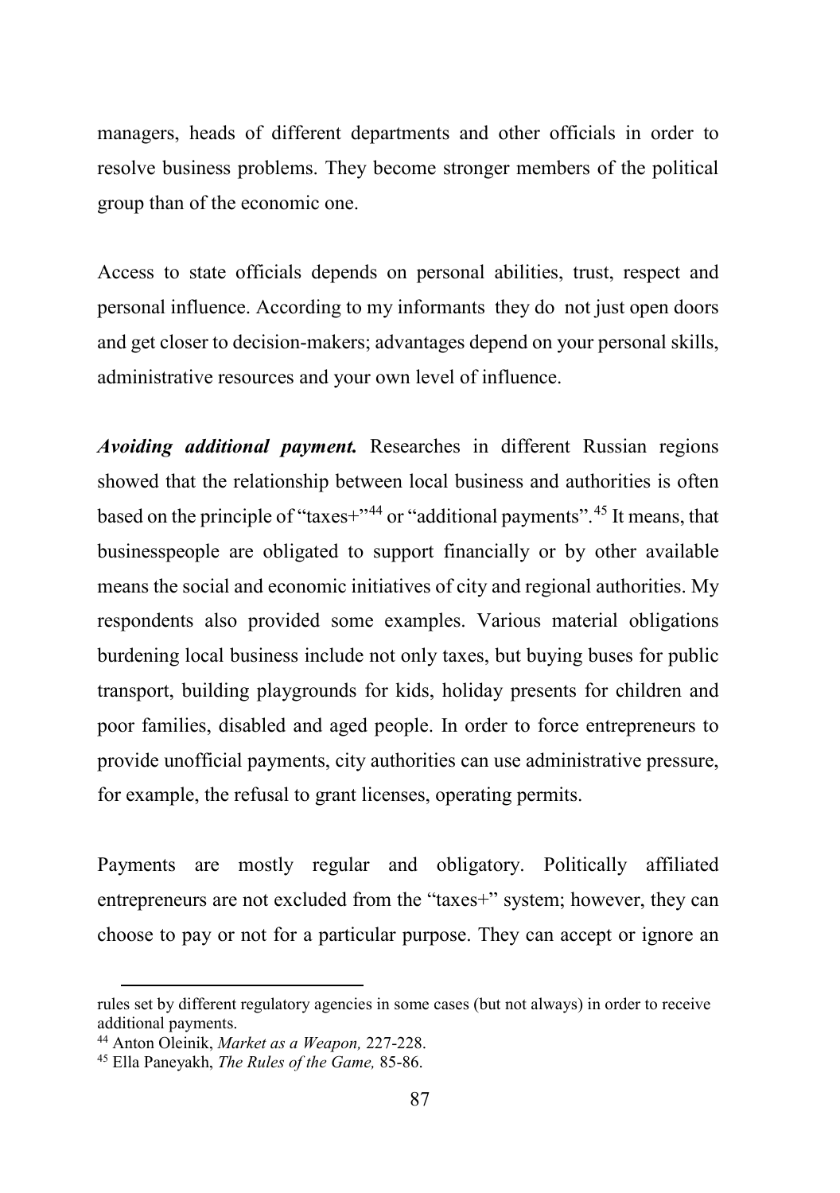managers, heads of different departments and other officials in order to resolve business problems. They become stronger members of the political group than of the economic one.

Access to state officials depends on personal abilities, trust, respect and personal influence. According to my informants they do not just open doors and get closer to decision-makers; advantages depend on your personal skills, administrative resources and your own level of influence.

***Avoiding additional payment.*** Researches in different Russian regions showed that the relationship between local business and authorities is often based on the principle of "taxes+"[44] or "additional payments".[45] It means, that businesspeople are obligated to support financially or by other available means the social and economic initiatives of city and regional authorities. My respondents also provided some examples. Various material obligations burdening local business include not only taxes, but buying buses for public transport, building playgrounds for kids, holiday presents for children and poor families, disabled and aged people. In order to force entrepreneurs to provide unofficial payments, city authorities can use administrative pressure, for example, the refusal to grant licenses, operating permits.

Payments are mostly regular and obligatory. Politically affiliated entrepreneurs are not excluded from the "taxes+" system; however, they can choose to pay or not for a particular purpose. They can accept or ignore an

---

rules set by different regulatory agencies in some cases (but not always) in order to receive additional payments.

[44] Anton Oleinik, *Market as a Weapon,* 227-228.

[45] Ella Paneyakh, *The Rules of the Game,* 85-86.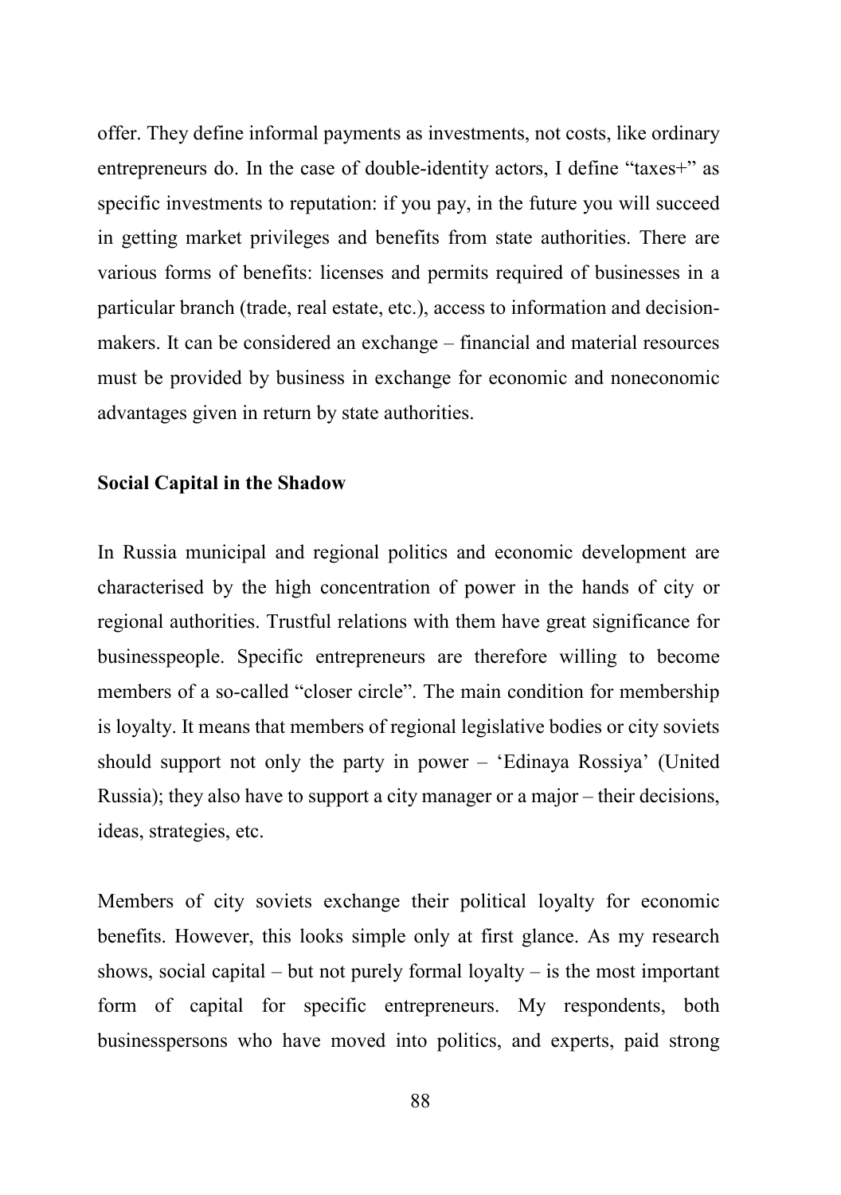offer. They define informal payments as investments, not costs, like ordinary entrepreneurs do. In the case of double-identity actors, I define "taxes+" as specific investments to reputation: if you pay, in the future you will succeed in getting market privileges and benefits from state authorities. There are various forms of benefits: licenses and permits required of businesses in a particular branch (trade, real estate, etc.), access to information and decision-makers. It can be considered an exchange – financial and material resources must be provided by business in exchange for economic and noneconomic advantages given in return by state authorities.

## Social Capital in the Shadow

In Russia municipal and regional politics and economic development are characterised by the high concentration of power in the hands of city or regional authorities. Trustful relations with them have great significance for businesspeople. Specific entrepreneurs are therefore willing to become members of a so-called "closer circle". The main condition for membership is loyalty. It means that members of regional legislative bodies or city soviets should support not only the party in power – 'Edinaya Rossiya' (United Russia); they also have to support a city manager or a major – their decisions, ideas, strategies, etc.

Members of city soviets exchange their political loyalty for economic benefits. However, this looks simple only at first glance. As my research shows, social capital – but not purely formal loyalty – is the most important form of capital for specific entrepreneurs. My respondents, both businesspersons who have moved into politics, and experts, paid strong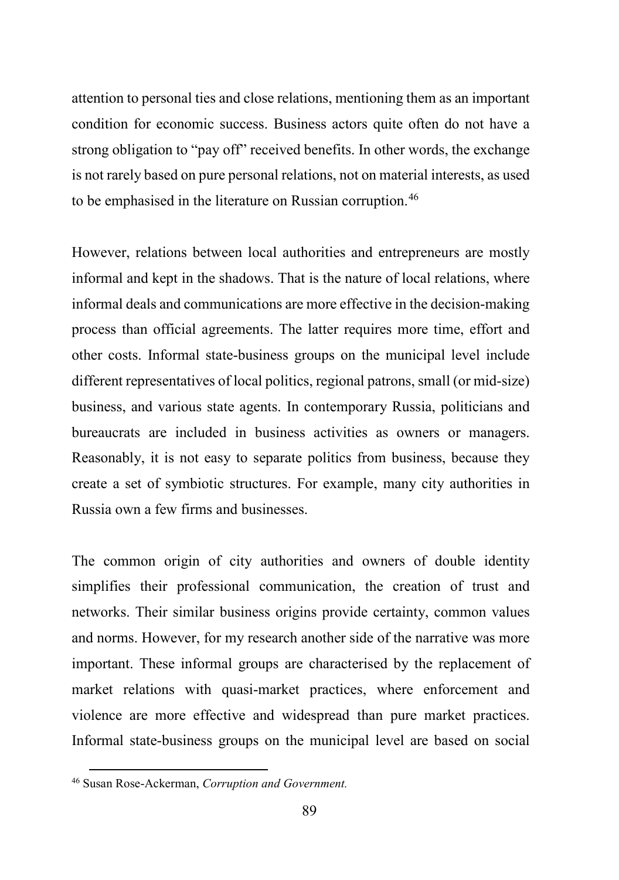attention to personal ties and close relations, mentioning them as an important condition for economic success. Business actors quite often do not have a strong obligation to "pay off" received benefits. In other words, the exchange is not rarely based on pure personal relations, not on material interests, as used to be emphasised in the literature on Russian corruption.[46]

However, relations between local authorities and entrepreneurs are mostly informal and kept in the shadows. That is the nature of local relations, where informal deals and communications are more effective in the decision-making process than official agreements. The latter requires more time, effort and other costs. Informal state-business groups on the municipal level include different representatives of local politics, regional patrons, small (or mid-size) business, and various state agents. In contemporary Russia, politicians and bureaucrats are included in business activities as owners or managers. Reasonably, it is not easy to separate politics from business, because they create a set of symbiotic structures. For example, many city authorities in Russia own a few firms and businesses.

The common origin of city authorities and owners of double identity simplifies their professional communication, the creation of trust and networks. Their similar business origins provide certainty, common values and norms. However, for my research another side of the narrative was more important. These informal groups are characterised by the replacement of market relations with quasi-market practices, where enforcement and violence are more effective and widespread than pure market practices. Informal state-business groups on the municipal level are based on social

[46] Susan Rose-Ackerman, *Corruption and Government.*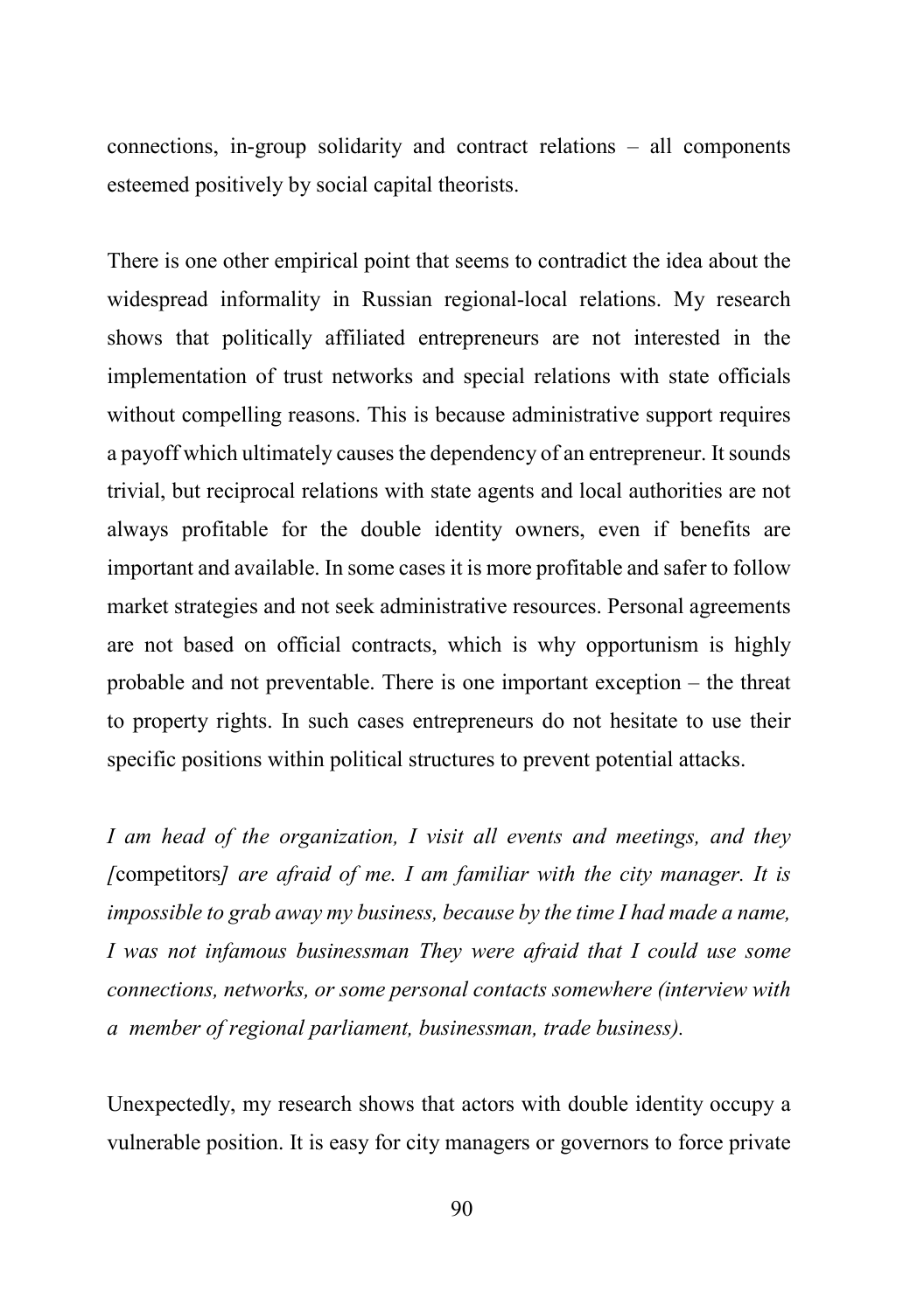connections, in-group solidarity and contract relations – all components esteemed positively by social capital theorists.

There is one other empirical point that seems to contradict the idea about the widespread informality in Russian regional-local relations. My research shows that politically affiliated entrepreneurs are not interested in the implementation of trust networks and special relations with state officials without compelling reasons. This is because administrative support requires a payoff which ultimately causes the dependency of an entrepreneur. It sounds trivial, but reciprocal relations with state agents and local authorities are not always profitable for the double identity owners, even if benefits are important and available. In some cases it is more profitable and safer to follow market strategies and not seek administrative resources. Personal agreements are not based on official contracts, which is why opportunism is highly probable and not preventable. There is one important exception – the threat to property rights. In such cases entrepreneurs do not hesitate to use their specific positions within political structures to prevent potential attacks.

*I am head of the organization, I visit all events and meetings, and they [*competitors*] are afraid of me. I am familiar with the city manager. It is impossible to grab away my business, because by the time I had made a name, I was not infamous businessman They were afraid that I could use some connections, networks, or some personal contacts somewhere (interview with a member of regional parliament, businessman, trade business).*

Unexpectedly, my research shows that actors with double identity occupy a vulnerable position. It is easy for city managers or governors to force private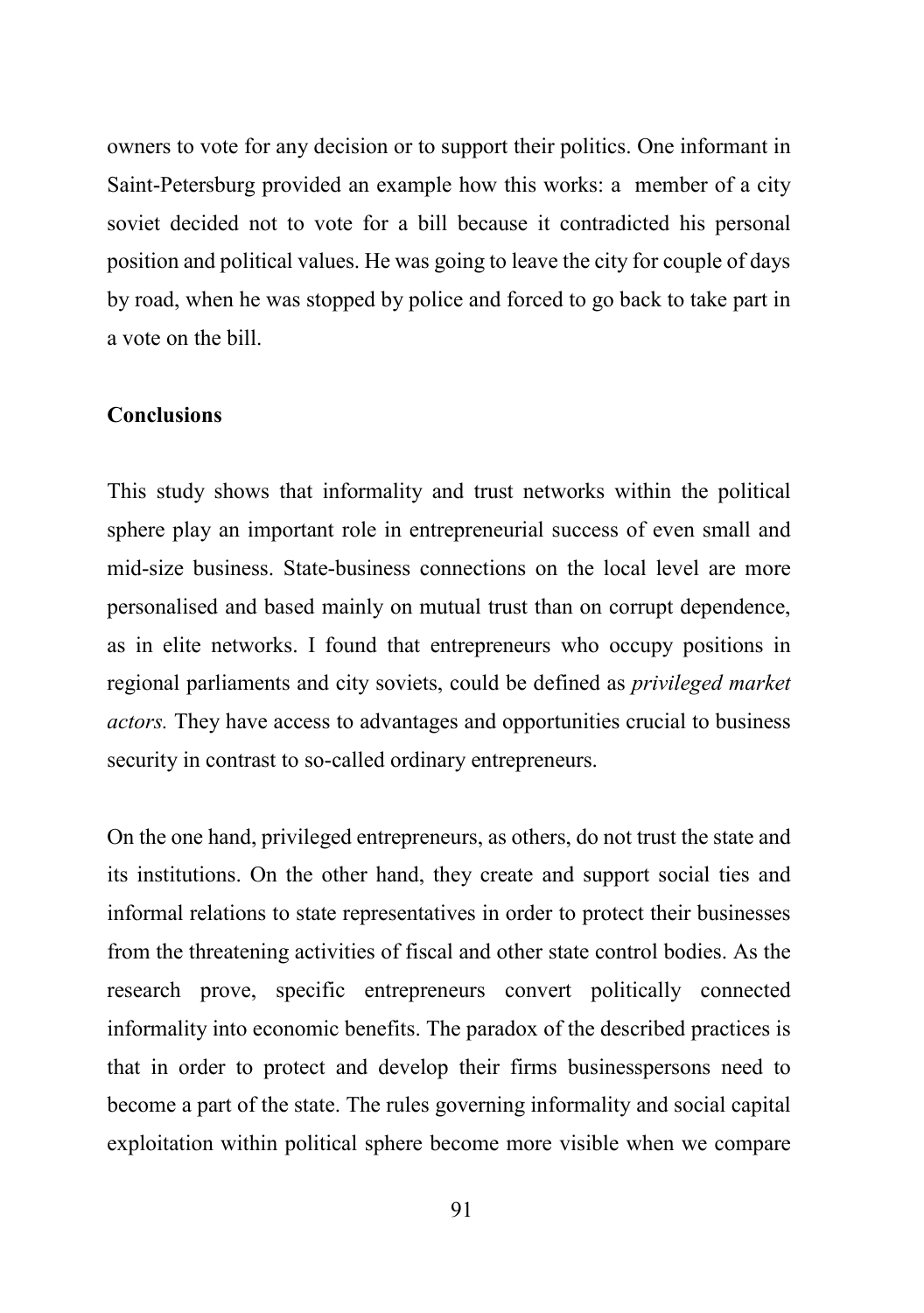owners to vote for any decision or to support their politics. One informant in Saint-Petersburg provided an example how this works: a member of a city soviet decided not to vote for a bill because it contradicted his personal position and political values. He was going to leave the city for couple of days by road, when he was stopped by police and forced to go back to take part in a vote on the bill.

## Conclusions

This study shows that informality and trust networks within the political sphere play an important role in entrepreneurial success of even small and mid-size business. State-business connections on the local level are more personalised and based mainly on mutual trust than on corrupt dependence, as in elite networks. I found that entrepreneurs who occupy positions in regional parliaments and city soviets, could be defined as *privileged market actors.* They have access to advantages and opportunities crucial to business security in contrast to so-called ordinary entrepreneurs.

On the one hand, privileged entrepreneurs, as others, do not trust the state and its institutions. On the other hand, they create and support social ties and informal relations to state representatives in order to protect their businesses from the threatening activities of fiscal and other state control bodies. As the research prove, specific entrepreneurs convert politically connected informality into economic benefits. The paradox of the described practices is that in order to protect and develop their firms businesspersons need to become a part of the state. The rules governing informality and social capital exploitation within political sphere become more visible when we compare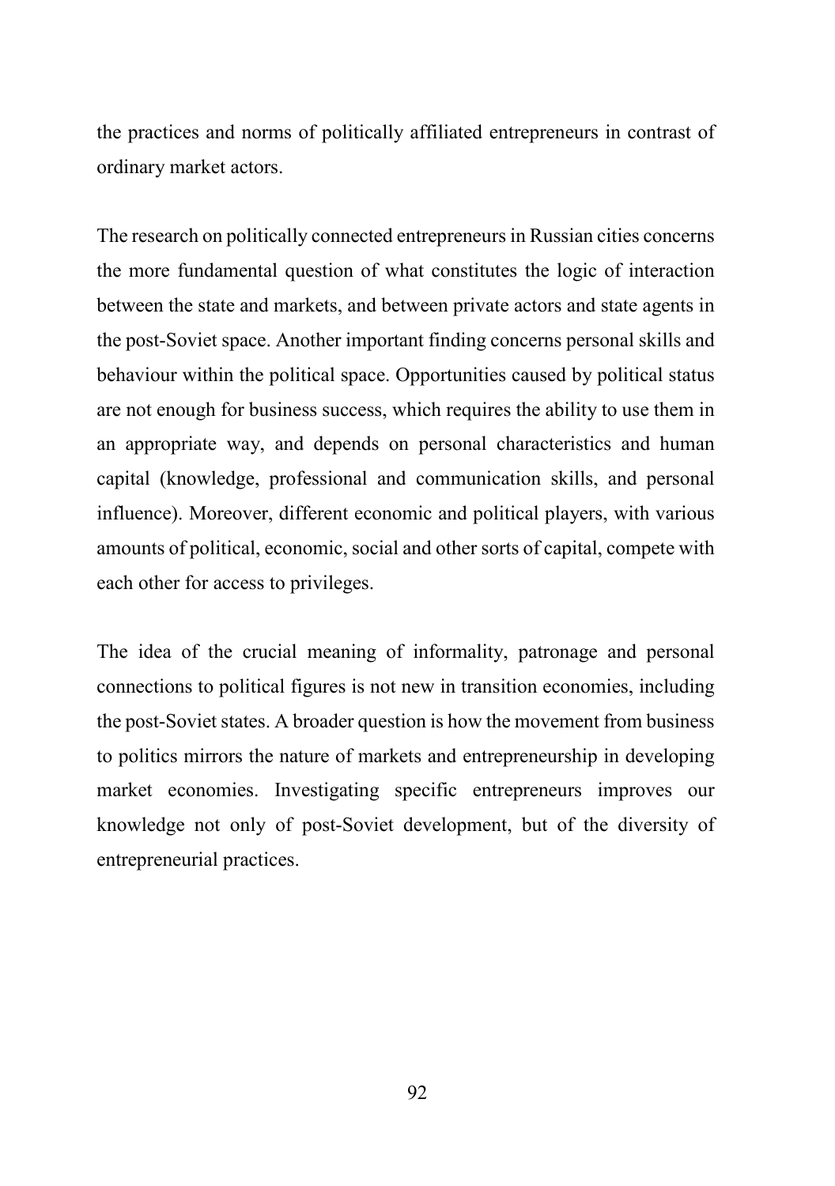the practices and norms of politically affiliated entrepreneurs in contrast of ordinary market actors.

The research on politically connected entrepreneurs in Russian cities concerns the more fundamental question of what constitutes the logic of interaction between the state and markets, and between private actors and state agents in the post-Soviet space. Another important finding concerns personal skills and behaviour within the political space. Opportunities caused by political status are not enough for business success, which requires the ability to use them in an appropriate way, and depends on personal characteristics and human capital (knowledge, professional and communication skills, and personal influence). Moreover, different economic and political players, with various amounts of political, economic, social and other sorts of capital, compete with each other for access to privileges.

The idea of the crucial meaning of informality, patronage and personal connections to political figures is not new in transition economies, including the post-Soviet states. A broader question is how the movement from business to politics mirrors the nature of markets and entrepreneurship in developing market economies. Investigating specific entrepreneurs improves our knowledge not only of post-Soviet development, but of the diversity of entrepreneurial practices.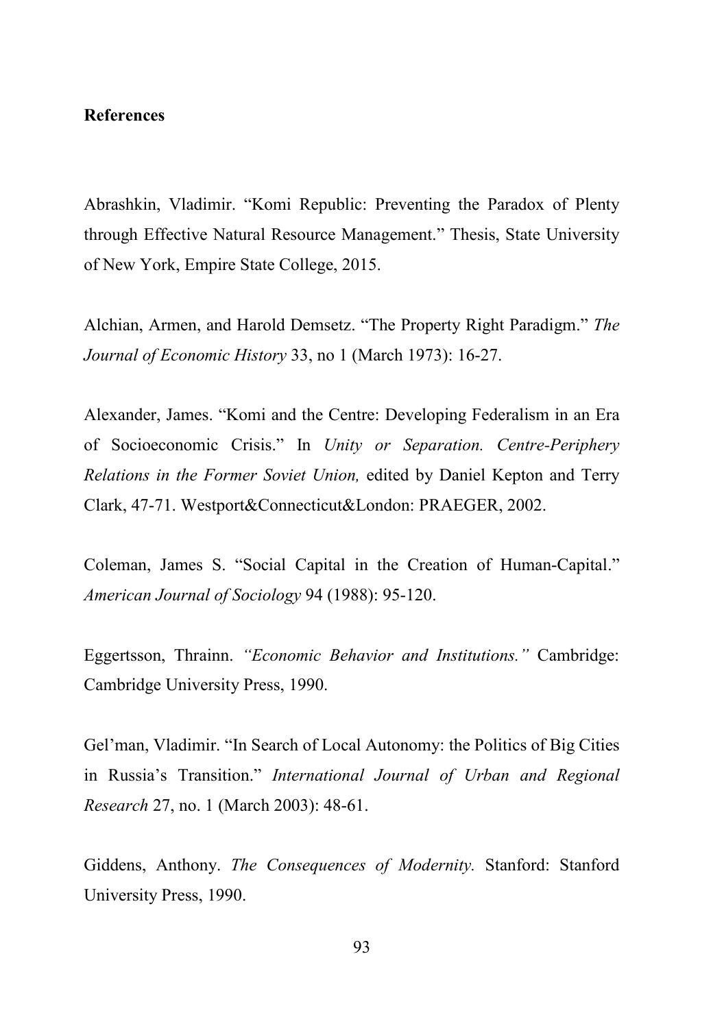**References**

Abrashkin, Vladimir. "Komi Republic: Preventing the Paradox of Plenty through Effective Natural Resource Management." Thesis, State University of New York, Empire State College, 2015.

Alchian, Armen, and Harold Demsetz. "The Property Right Paradigm." *The Journal of Economic History* 33, no 1 (March 1973): 16-27.

Alexander, James. "Komi and the Centre: Developing Federalism in an Era of Socioeconomic Crisis." In *Unity or Separation. Centre-Periphery Relations in the Former Soviet Union,* edited by Daniel Kepton and Terry Clark, 47-71. Westport&Connecticut&London: PRAEGER, 2002.

Coleman, James S. "Social Capital in the Creation of Human-Capital." *American Journal of Sociology* 94 (1988): 95-120.

Eggertsson, Thrainn. *"Economic Behavior and Institutions."* Cambridge: Cambridge University Press, 1990.

Gel'man, Vladimir. "In Search of Local Autonomy: the Politics of Big Cities in Russia's Transition." *International Journal of Urban and Regional Research* 27, no. 1 (March 2003): 48-61.

Giddens, Anthony. *The Consequences of Modernity.* Stanford: Stanford University Press, 1990.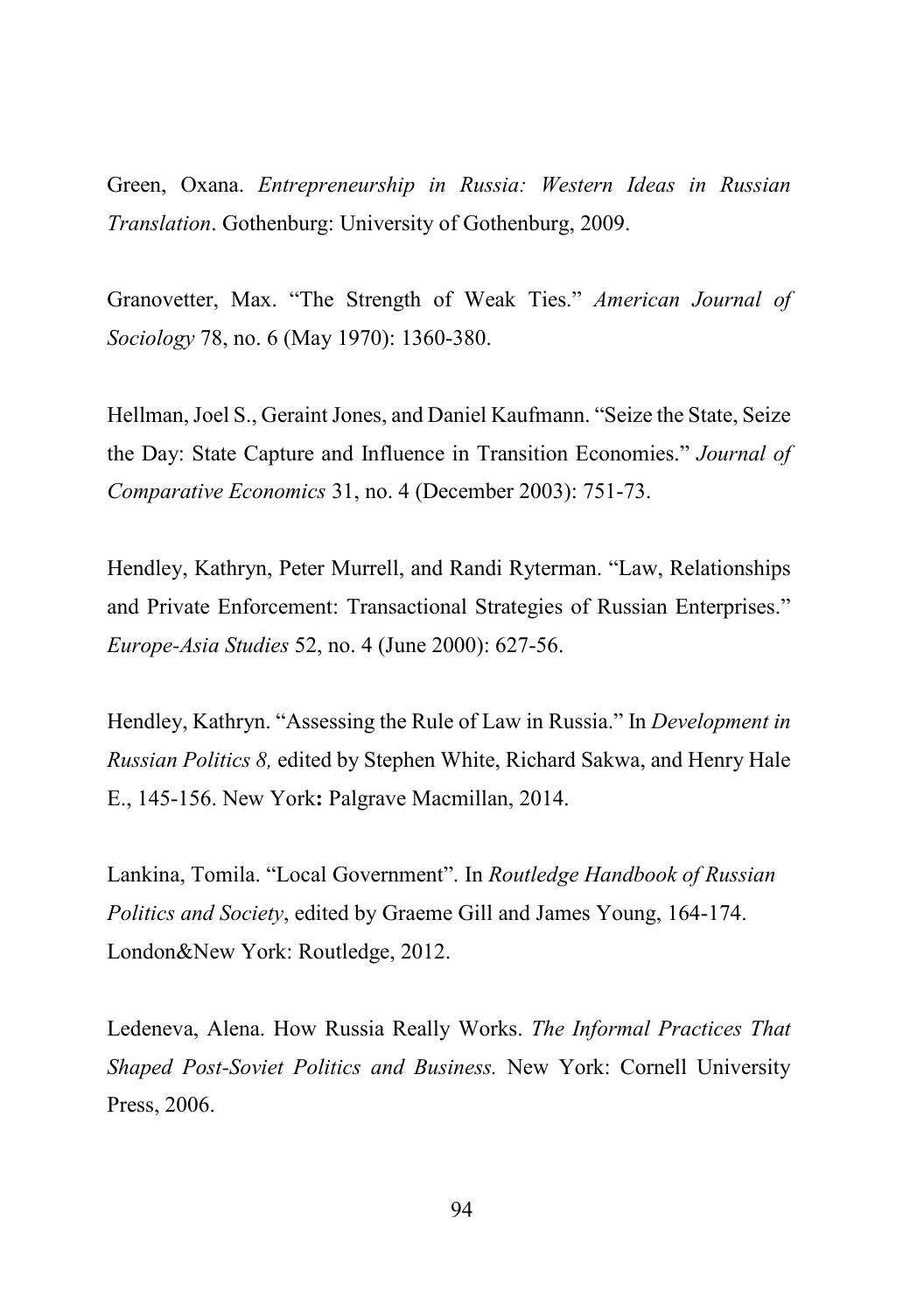Green, Oxana. *Entrepreneurship in Russia: Western Ideas in Russian Translation*. Gothenburg: University of Gothenburg, 2009.

Granovetter, Max. "The Strength of Weak Ties." *American Journal of Sociology* 78, no. 6 (May 1970): 1360-380.

Hellman, Joel S., Geraint Jones, and Daniel Kaufmann. "Seize the State, Seize the Day: State Capture and Influence in Transition Economies." *Journal of Comparative Economics* 31, no. 4 (December 2003): 751-73.

Hendley, Kathryn, Peter Murrell, and Randi Ryterman. "Law, Relationships and Private Enforcement: Transactional Strategies of Russian Enterprises." *Europe-Asia Studies* 52, no. 4 (June 2000): 627-56.

Hendley, Kathryn. "Assessing the Rule of Law in Russia." In *Development in Russian Politics 8,* edited by Stephen White, Richard Sakwa, and Henry Hale E., 145-156. New York**:** Palgrave Macmillan, 2014.

Lankina, Tomila. "Local Government". In *Routledge Handbook of Russian Politics and Society*, edited by Graeme Gill and James Young, 164-174. London&New York: Routledge, 2012.

Ledeneva, Alena. How Russia Really Works. *The Informal Practices That Shaped Post-Soviet Politics and Business.* New York: Cornell University Press, 2006.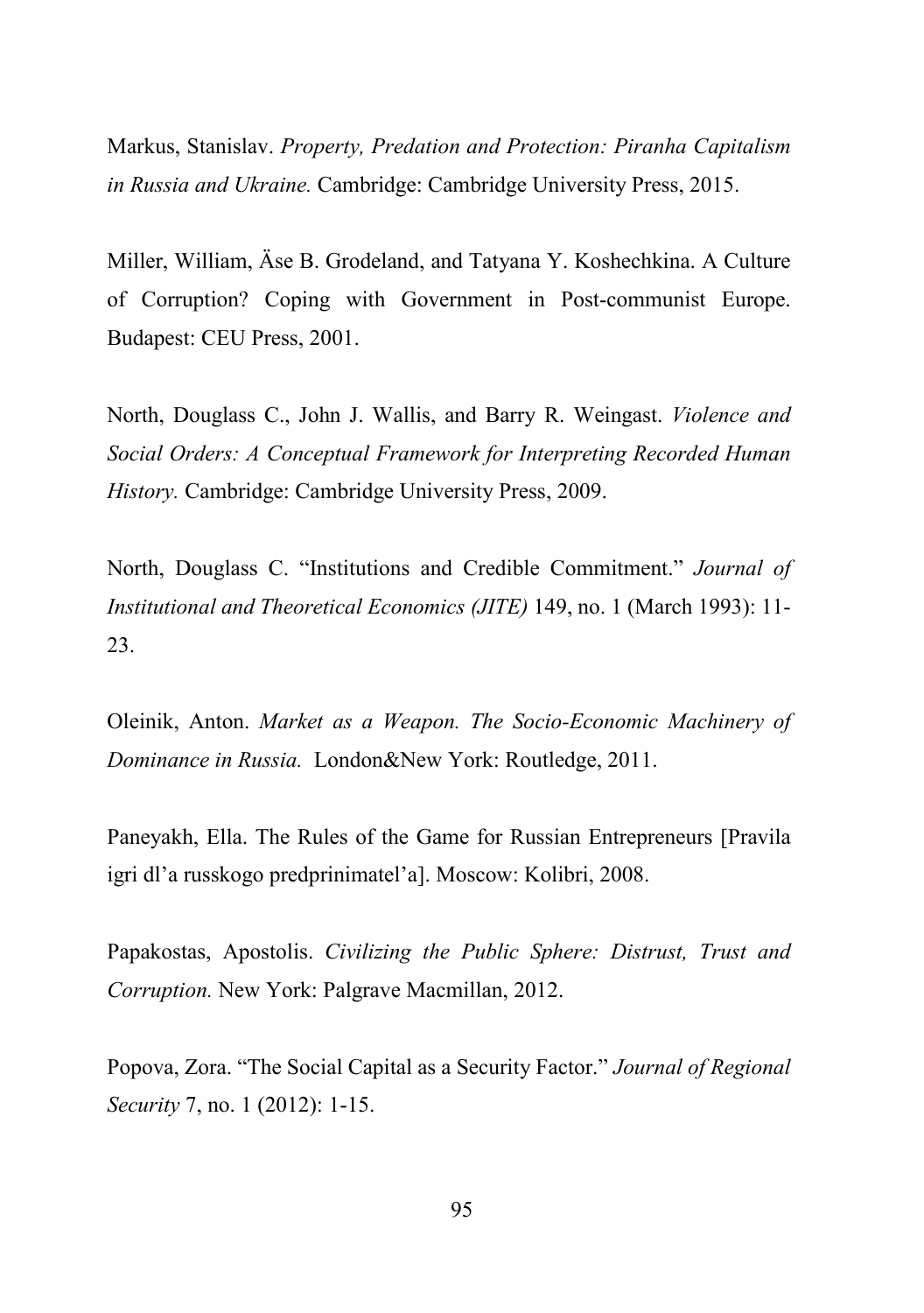Markus, Stanislav. *Property, Predation and Protection: Piranha Capitalism in Russia and Ukraine.* Cambridge: Cambridge University Press, 2015.

Miller, William, Äse B. Grodeland, and Tatyana Y. Koshechkina. A Culture of Corruption? Coping with Government in Post-communist Europe. Budapest: CEU Press, 2001.

North, Douglass C., John J. Wallis, and Barry R. Weingast. *Violence and Social Orders: A Conceptual Framework for Interpreting Recorded Human History.* Cambridge: Cambridge University Press, 2009.

North, Douglass C. "Institutions and Credible Commitment." *Journal of Institutional and Theoretical Economics (JITE)* 149, no. 1 (March 1993): 11-23.

Oleinik, Anton. *Market as a Weapon. The Socio-Economic Machinery of Dominance in Russia.* London&New York: Routledge, 2011.

Paneyakh, Ella. The Rules of the Game for Russian Entrepreneurs [Pravila igri dl'a russkogo predprinimatel'a]. Moscow: Kolibri, 2008.

Papakostas, Apostolis. *Civilizing the Public Sphere: Distrust, Trust and Corruption.* New York: Palgrave Macmillan, 2012.

Popova, Zora. "The Social Capital as a Security Factor." *Journal of Regional Security* 7, no. 1 (2012): 1-15.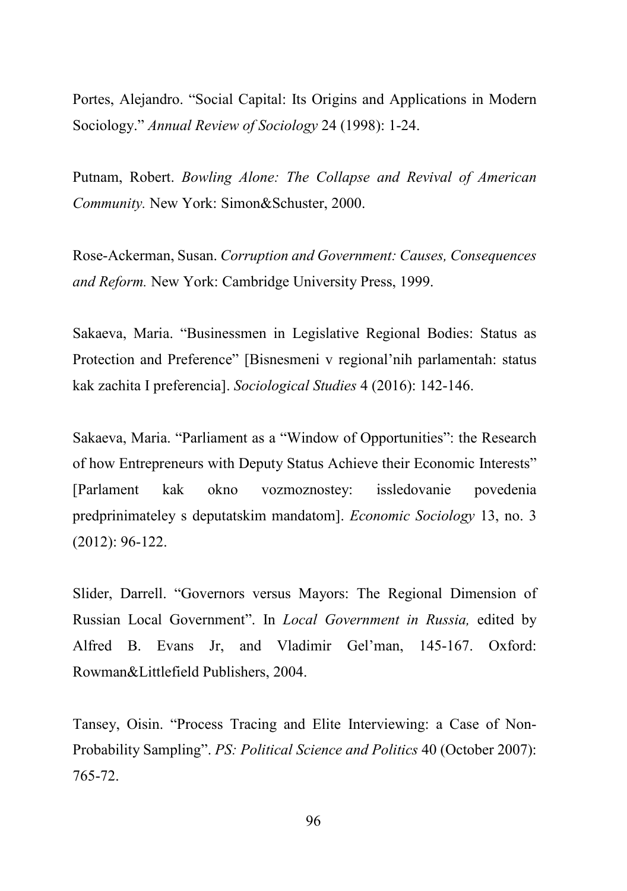Portes, Alejandro. "Social Capital: Its Origins and Applications in Modern Sociology." *Annual Review of Sociology* 24 (1998): 1-24.

Putnam, Robert. *Bowling Alone: The Collapse and Revival of American Community.* New York: Simon&Schuster, 2000.

Rose-Ackerman, Susan. *Corruption and Government: Causes, Consequences and Reform.* New York: Cambridge University Press, 1999.

Sakaeva, Maria. "Businessmen in Legislative Regional Bodies: Status as Protection and Preference" [Bisnesmeni v regional'nih parlamentah: status kak zachita I preferencia]. *Sociological Studies* 4 (2016): 142-146.

Sakaeva, Maria. "Parliament as a "Window of Opportunities": the Research of how Entrepreneurs with Deputy Status Achieve their Economic Interests" [Parlament kak okno vozmoznostey: issledovanie povedenia predprinimateley s deputatskim mandatom]. *Economic Sociology* 13, no. 3 (2012): 96-122.

Slider, Darrell. "Governors versus Mayors: The Regional Dimension of Russian Local Government". In *Local Government in Russia,* edited by Alfred B. Evans Jr, and Vladimir Gel'man, 145-167. Oxford: Rowman&Littlefield Publishers, 2004.

Tansey, Oisin. "Process Tracing and Elite Interviewing: a Case of Non-Probability Sampling". *PS: Political Science and Politics* 40 (October 2007): 765-72.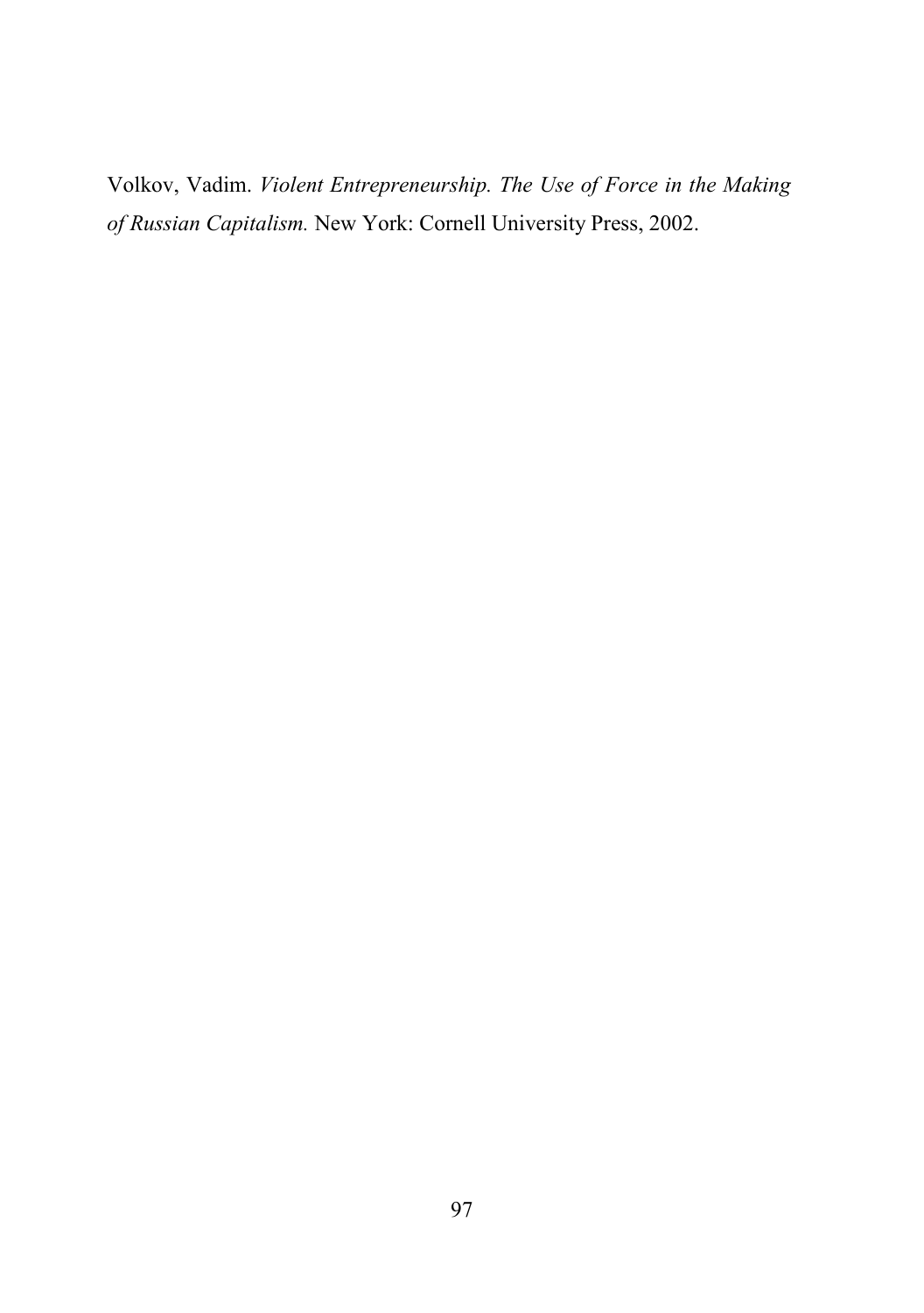Volkov, Vadim. *Violent Entrepreneurship. The Use of Force in the Making of Russian Capitalism.* New York: Cornell University Press, 2002.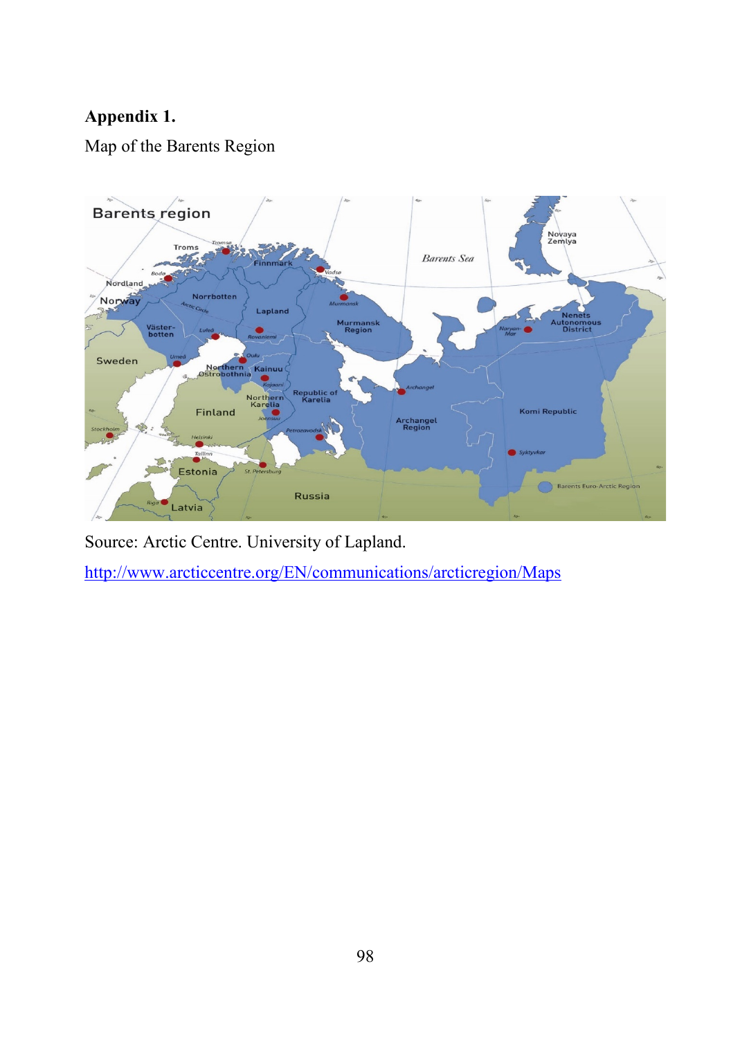**Appendix 1.**

Map of the Barents Region

Source: Arctic Centre. University of Lapland.

http://www.arcticcentre.org/EN/communications/arcticregion/Maps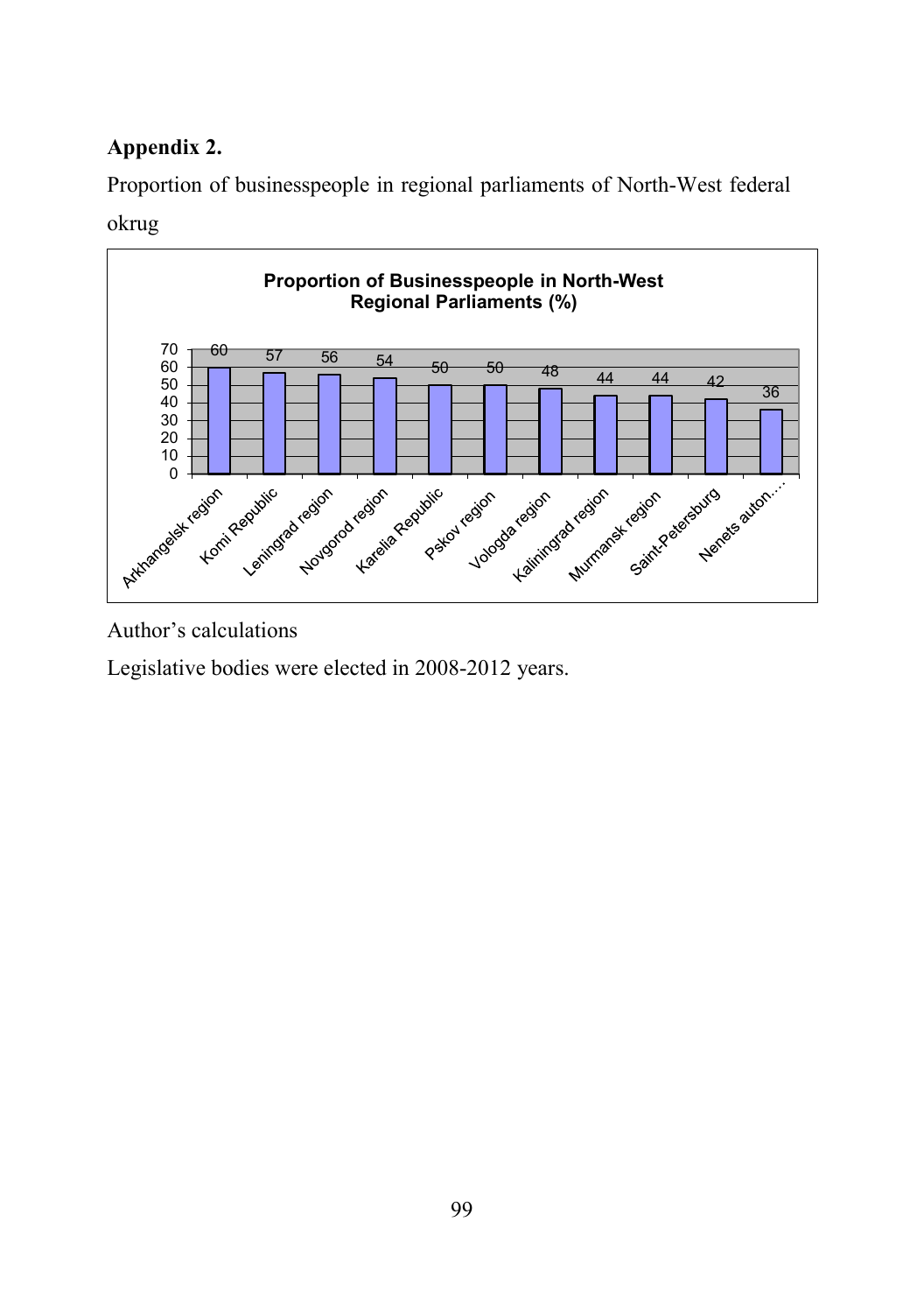**Appendix 2.**

Proportion of businesspeople in regional parliaments of North-West federal okrug

**Proportion of Businesspeople in North-West Regional Parliaments (%)**

70
60
50
40
30
20
10
0

60 57 56 54 50 50 48 44 44 42 36

Arkhangelsk region, Komi Republic, Leningrad region, Novgorod region, Karelia Republic, Pskov region, Vologda region, Kaliningrad region, Murmansk region, Saint-Petersburg, Nenets auton....

Author's calculations

Legislative bodies were elected in 2008-2012 years.